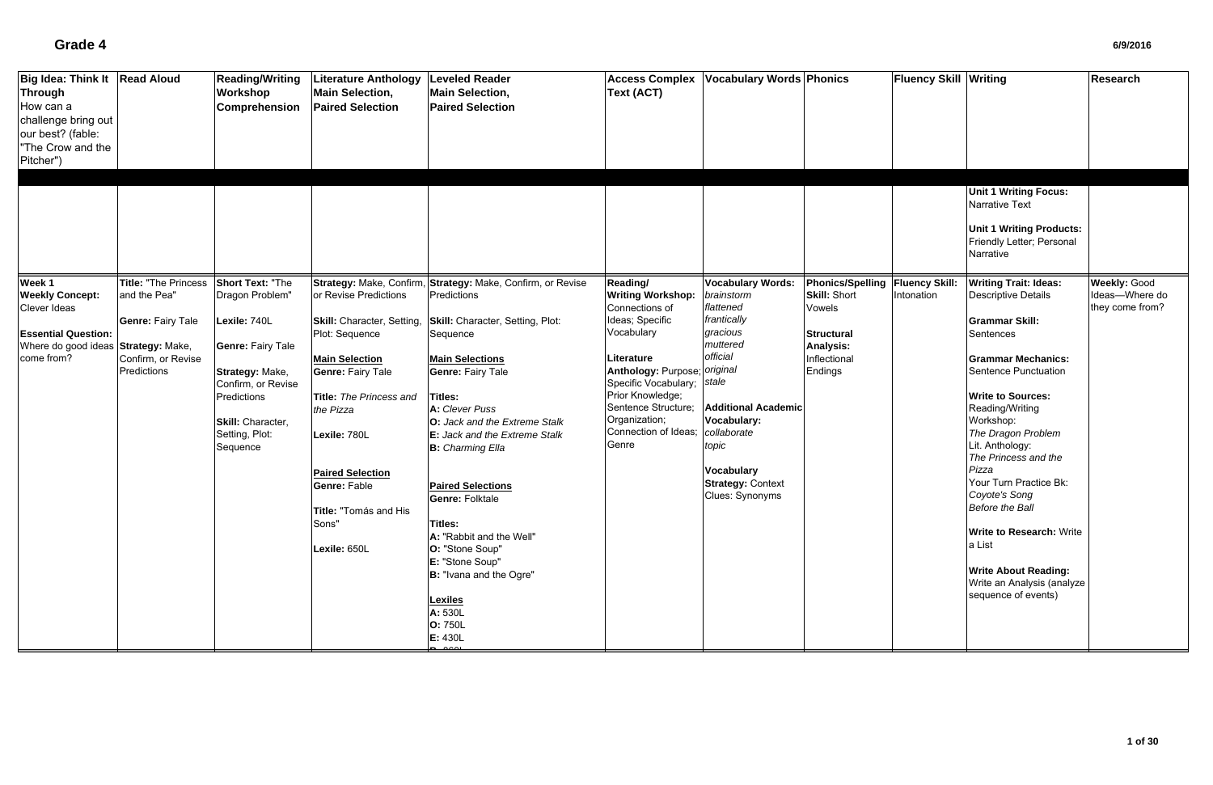# Grade 4

6/9/2016

| Big Idea: Think It Through<br>How can a challenge bring out our best? (fable: "The Crow and the Pitcher") | Read Aloud | Reading/Writing Workshop Comprehension | Literature Anthology Main Selection, Paired Selection | Leveled Reader Main Selection, Paired Selection | Access Complex Text (ACT) | Vocabulary Words | Phonics | Fluency Skill | Writing | Research |
|---|---|---|---|---|---|---|---|---|---|---|
| | | | | | | | | | **Unit 1 Writing Focus:** Narrative Text<br><br>**Unit 1 Writing Products:** Friendly Letter; Personal Narrative | |
| **Week 1**<br>**Weekly Concept:** Clever Ideas<br><br>**Essential Question:** Where do good ideas come from? | **Title:** "The Princess and the Pea"<br><br>**Genre:** Fairy Tale<br><br>**Strategy:** Make, Confirm, or Revise Predictions | **Short Text:** "The Dragon Problem"<br><br>**Lexile:** 740L<br><br>**Genre:** Fairy Tale<br><br>**Strategy:** Make, Confirm, or Revise Predictions<br><br>**Skill:** Character, Setting, Plot: Sequence | **Strategy:** Make, Confirm, or Revise Predictions<br><br>**Skill:** Character, Setting, Plot: Sequence<br><br>**Main Selection**<br>**Genre:** Fairy Tale<br><br>**Title:** *The Princess and the Pizza*<br><br>**Lexile:** 780L<br><br>**Paired Selection**<br>**Genre:** Fable<br><br>**Title:** "Tomás and His Sons"<br><br>**Lexile:** 650L | **Strategy:** Make, Confirm, or Revise Predictions<br><br>**Skill:** Character, Setting, Plot: Sequence<br><br>**Main Selections**<br>**Genre:** Fairy Tale<br><br>**Titles:**<br>**A:** *Clever Puss*<br>**O:** *Jack and the Extreme Stalk*<br>**E:** *Jack and the Extreme Stalk*<br>**B:** *Charming Ella*<br><br>**Paired Selections**<br>**Genre:** Folktale<br><br>**Titles:**<br>**A:** "Rabbit and the Well"<br>**O:** "Stone Soup"<br>**E:** "Stone Soup"<br>**B:** "Ivana and the Ogre"<br><br>**Lexiles**<br>**A:** 530L<br>**O:** 750L<br>**E:** 430L<br>**B:** 860L | **Reading/ Writing Workshop:** Connections of Ideas; Specific Vocabulary<br><br>**Literature Anthology:** Purpose; Specific Vocabulary; Prior Knowledge; Sentence Structure; Organization; Connection of Ideas; Genre | **Vocabulary Words:** *brainstorm* *flattened* *frantically* *gracious* *muttered* *official* *original* *stale*<br><br>**Additional Academic Vocabulary:** *collaborate* *topic*<br><br>**Vocabulary Strategy:** Context Clues: Synonyms | **Phonics/Spelling Skill:** Short Vowels<br><br>**Structural Analysis:** Inflectional Endings | **Fluency Skill:** Intonation | **Writing Trait: Ideas:** Descriptive Details<br><br>**Grammar Skill:** Sentences<br><br>**Grammar Mechanics:** Sentence Punctuation<br><br>**Write to Sources:** Reading/Writing Workshop: *The Dragon Problem*<br>Lit. Anthology: *The Princess and the Pizza*<br>Your Turn Practice Bk: *Coyote's Song* *Before the Ball*<br><br>**Write to Research:** Write a List<br><br>**Write About Reading:** Write an Analysis (analyze sequence of events) | **Weekly:** Good Ideas—Where do they come from? |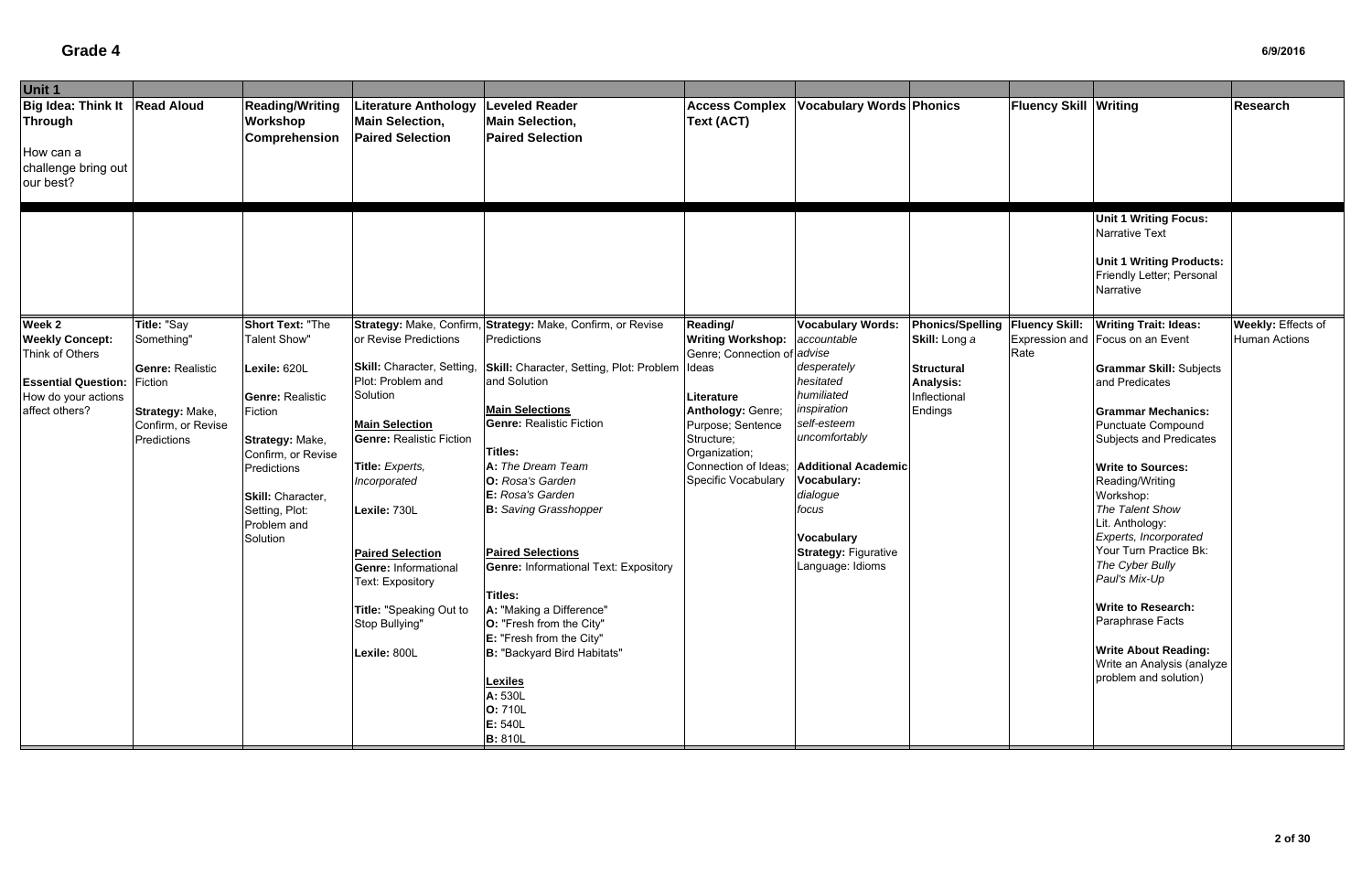# Grade 4

6/9/2016

| Unit 1 | | | | | | | | | | |
|---|---|---|---|---|---|---|---|---|---|---|
| **Big Idea: Think It Through**<br><br>How can a challenge bring out our best? | **Read Aloud** | **Reading/Writing Workshop Comprehension** | **Literature Anthology Main Selection, Paired Selection** | **Leveled Reader Main Selection, Paired Selection** | **Access Complex Text (ACT)** | **Vocabulary Words** | **Phonics** | **Fluency Skill** | **Writing** | **Research** |
| | | | | | | | | | **Unit 1 Writing Focus:** Narrative Text<br><br>**Unit 1 Writing Products:** Friendly Letter; Personal Narrative | |
| **Week 2**<br>**Weekly Concept:** Think of Others<br><br>**Essential Question:** How do your actions affect others? | **Title:** "Say Something"<br><br>**Genre:** Realistic Fiction<br><br>**Strategy:** Make, Confirm, or Revise Predictions | **Short Text:** "The Talent Show"<br><br>**Lexile:** 620L<br><br>**Genre:** Realistic Fiction<br><br>**Strategy:** Make, Confirm, or Revise Predictions<br><br>**Skill:** Character, Setting, Plot: Problem and Solution | **Strategy:** Make, Confirm, or Revise Predictions<br><br>**Skill:** Character, Setting, Plot: Problem and Solution<br><br>**Main Selection**<br>**Genre:** Realistic Fiction<br><br>**Title:** *Experts, Incorporated*<br><br>**Lexile:** 730L<br><br>**Paired Selection**<br>**Genre:** Informational Text: Expository<br><br>**Title:** "Speaking Out to Stop Bullying"<br><br>**Lexile:** 800L | **Strategy:** Make, Confirm, or Revise Predictions<br><br>**Skill:** Character, Setting, Plot: Problem and Solution<br><br>**Main Selections**<br>**Genre:** Realistic Fiction<br><br>**Titles:**<br>**A:** *The Dream Team*<br>**O:** *Rosa's Garden*<br>**E:** *Rosa's Garden*<br>**B:** *Saving Grasshopper*<br><br>**Paired Selections**<br>**Genre:** Informational Text: Expository<br><br>**Titles:**<br>**A:** "Making a Difference"<br>**O:** "Fresh from the City"<br>**E:** "Fresh from the City"<br>**B:** "Backyard Bird Habitats"<br><br>**Lexiles**<br>**A:** 530L<br>**O:** 710L<br>**E:** 540L<br>**B:** 810L | **Reading/ Writing Workshop:** Genre; Connection of Ideas<br><br>**Literature Anthology:** Genre; Purpose; Sentence Structure; Organization; Connection of Ideas; Specific Vocabulary | **Vocabulary Words:**<br>*accountable*<br>*advise*<br>*desperately*<br>*hesitated*<br>*humiliated*<br>*inspiration*<br>*self-esteem*<br>*uncomfortably*<br><br>**Additional Academic Vocabulary:**<br>*dialogue*<br>*focus*<br><br>**Vocabulary Strategy:** Figurative Language: Idioms | **Phonics/Spelling Skill:** Long *a*<br><br>**Structural Analysis:** Inflectional Endings | **Fluency Skill:** Expression and Rate | **Writing Trait: Ideas:** Focus on an Event<br><br>**Grammar Skill:** Subjects and Predicates<br><br>**Grammar Mechanics:** Punctuate Compound Subjects and Predicates<br><br>**Write to Sources:**<br>Reading/Writing Workshop:<br>*The Talent Show*<br>Lit. Anthology:<br>*Experts, Incorporated*<br>Your Turn Practice Bk:<br>*The Cyber Bully*<br>*Paul's Mix-Up*<br><br>**Write to Research:** Paraphrase Facts<br><br>**Write About Reading:** Write an Analysis (analyze problem and solution) | **Weekly:** Effects of Human Actions |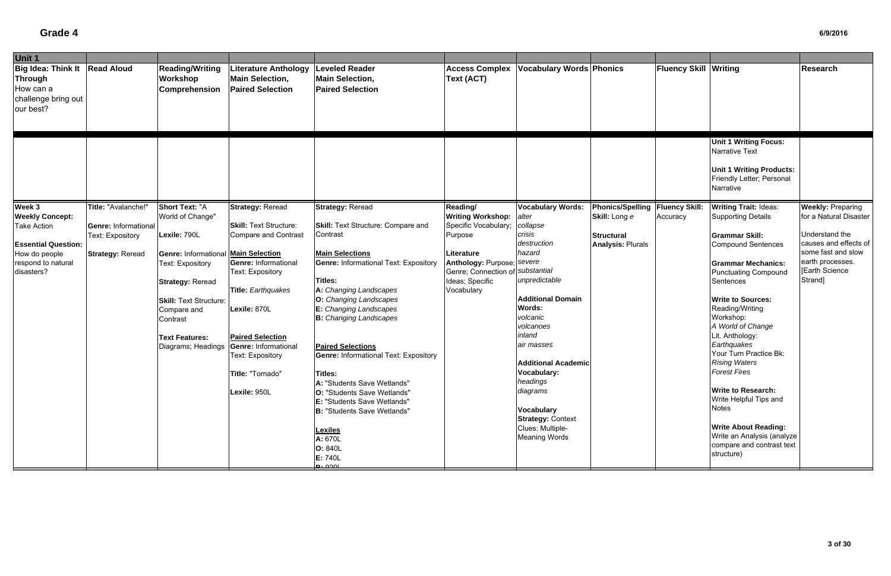# Grade 4

6/9/2016

| Unit 1 | | | | | | | | | | |
|---|---|---|---|---|---|---|---|---|---|---|
| **Big Idea: Think It Through** How can a challenge bring out our best? | **Read Aloud** | **Reading/Writing Workshop Comprehension** | **Literature Anthology Main Selection, Paired Selection** | **Leveled Reader Main Selection, Paired Selection** | **Access Complex Text (ACT)** | **Vocabulary Words** | **Phonics** | **Fluency Skill** | **Writing** | **Research** |
| | | | | | | | | | **Unit 1 Writing Focus:** Narrative Text<br><br>**Unit 1 Writing Products:** Friendly Letter; Personal Narrative | |
| **Week 3**<br>**Weekly Concept:** Take Action<br><br>**Essential Question:** How do people respond to natural disasters? | **Title:** "Avalanche!"<br><br>**Genre:** Informational Text: Expository<br><br>**Strategy:** Reread | **Short Text:** "A World of Change"<br><br>**Lexile:** 790L<br><br>**Genre:** Informational Text: Expository<br><br>**Strategy:** Reread<br><br>**Skill:** Text Structure: Compare and Contrast<br><br>**Text Features:** Diagrams; Headings | **Strategy:** Reread<br><br>**Skill:** Text Structure: Compare and Contrast<br><br>**Main Selection**<br>**Genre:** Informational Text: Expository<br><br>**Title:** *Earthquakes*<br><br>**Lexile:** 870L<br><br>**Paired Selection**<br>**Genre:** Informational Text: Expository<br><br>**Title:** "Tornado"<br><br>**Lexile:** 950L | **Strategy:** Reread<br><br>**Skill:** Text Structure: Compare and Contrast<br><br>**Main Selections**<br>**Genre:** Informational Text: Expository<br><br>**Titles:**<br>**A:** *Changing Landscapes*<br>**O:** *Changing Landscapes*<br>**E:** *Changing Landscapes*<br>**B:** *Changing Landscapes*<br><br>**Paired Selections**<br>**Genre:** Informational Text: Expository<br><br>**Titles:**<br>**A:** "Students Save Wetlands"<br>**O:** "Students Save Wetlands"<br>**E:** "Students Save Wetlands"<br>**B:** "Students Save Wetlands"<br><br>**Lexiles**<br>**A:** 670L<br>**O:** 840L<br>**E:** 740L<br>**B:** 920L | **Reading/ Writing Workshop:** Specific Vocabulary; Purpose<br><br>**Literature Anthology:** Purpose; Genre; Connection of Ideas; Specific Vocabulary | **Vocabulary Words:**<br>*alter*<br>*collapse*<br>*crisis*<br>*destruction*<br>*hazard*<br>*severe*<br>*substantial*<br>*unpredictable*<br><br>**Additional Domain Words:**<br>*volcanic*<br>*volcanoes*<br>*inland*<br>*air masses*<br><br>**Additional Academic Vocabulary:**<br>*headings*<br>*diagrams*<br><br>**Vocabulary Strategy:** Context Clues: Multiple-Meaning Words | **Phonics/Spelling Skill:** Long *e*<br><br>**Structural Analysis:** Plurals | **Fluency Skill:** Accuracy | **Writing Trait:** Ideas: Supporting Details<br><br>**Grammar Skill:** Compound Sentences<br><br>**Grammar Mechanics:** Punctuating Compound Sentences<br><br>**Write to Sources:** Reading/Writing Workshop: *A World of Change* Lit. Anthology: *Earthquakes* Your Turn Practice Bk: *Rising Waters* *Forest Fires*<br><br>**Write to Research:** Write Helpful Tips and Notes<br><br>**Write About Reading:** Write an Analysis (analyze compare and contrast text structure) | **Weekly:** Preparing for a Natural Disaster<br><br>Understand the causes and effects of some fast and slow earth processes. [Earth Science Strand] |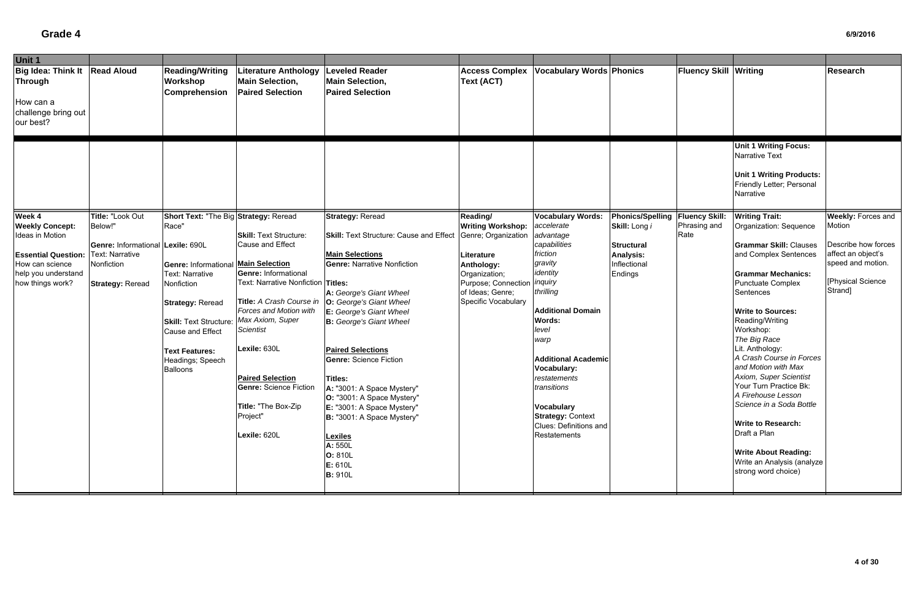# Grade 4

6/9/2016

| Unit 1 | | | | | | | | | | | |
|---|---|---|---|---|---|---|---|---|---|---|---|
| **Big Idea: Think It Through**<br><br>How can a challenge bring out our best? | **Read Aloud** | **Reading/Writing Workshop Comprehension** | **Literature Anthology Main Selection, Paired Selection** | **Leveled Reader Main Selection, Paired Selection** | **Access Complex Text (ACT)** | **Vocabulary Words** | **Phonics** | **Fluency Skill** | **Writing** | **Research** |
| | | | | | | | | | **Unit 1 Writing Focus:** Narrative Text<br><br>**Unit 1 Writing Products:** Friendly Letter; Personal Narrative | |
| **Week 4**<br>**Weekly Concept:** Ideas in Motion<br><br>**Essential Question:** How can science help you understand how things work? | **Title:** "Look Out Below!"<br><br>**Genre:** Informational Text: Narrative Nonfiction<br><br>**Strategy:** Reread | **Short Text:** "The Big Race"<br>**Lexile:** 690L<br><br>**Genre:** Informational Text: Narrative Nonfiction<br><br>**Strategy:** Reread<br><br>**Skill:** Text Structure: Cause and Effect<br><br>**Text Features:** Headings; Speech Balloons | **Strategy:** Reread<br><br>**Skill:** Text Structure: Cause and Effect<br><br>**Main Selection**<br>**Genre:** Informational Text: Narrative Nonfiction<br><br>**Title:** *A Crash Course in Forces and Motion with Max Axiom, Super Scientist*<br><br>**Lexile:** 630L<br><br>**Paired Selection**<br>**Genre:** Science Fiction<br><br>**Title:** "The Box-Zip Project"<br><br>**Lexile:** 620L | **Strategy:** Reread<br><br>**Skill:** Text Structure: Cause and Effect<br><br>**Main Selections**<br>**Genre:** Narrative Nonfiction<br><br>**Titles:**<br>**A:** *George's Giant Wheel*<br>**O:** *George's Giant Wheel*<br>**E:** *George's Giant Wheel*<br>**B:** *George's Giant Wheel*<br><br>**Paired Selections**<br>**Genre:** Science Fiction<br><br>**Titles:**<br>**A:** "3001: A Space Mystery"<br>**O:** "3001: A Space Mystery"<br>**E:** "3001: A Space Mystery"<br>**B:** "3001: A Space Mystery"<br><br>**Lexiles**<br>**A:** 550L<br>**O:** 810L<br>**E:** 610L<br>**B:** 910L | **Reading/ Writing Workshop:** Genre; Organization<br><br>**Literature Anthology:** Organization; Purpose; Connection of Ideas; Genre; Specific Vocabulary | **Vocabulary Words:**<br>*accelerate*<br>*advantage*<br>*capabilities*<br>*friction*<br>*gravity*<br>*identity*<br>*inquiry*<br>*thrilling*<br><br>**Additional Domain Words:**<br>*level*<br>*warp*<br><br>**Additional Academic Vocabulary:**<br>*restatements*<br>*transitions*<br><br>**Vocabulary Strategy:** Context Clues: Definitions and Restatements | **Phonics/Spelling Skill:** Long *i*<br><br>**Structural Analysis:** Inflectional Endings | **Fluency Skill:** Phrasing and Rate | **Writing Trait:** Organization: Sequence<br><br>**Grammar Skill:** Clauses and Complex Sentences<br><br>**Grammar Mechanics:** Punctuate Complex Sentences<br><br>**Write to Sources:**<br>Reading/Writing Workshop:<br>*The Big Race*<br>Lit. Anthology:<br>*A Crash Course in Forces and Motion with Max Axiom, Super Scientist*<br>Your Turn Practice Bk:<br>*A Firehouse Lesson*<br>*Science in a Soda Bottle*<br><br>**Write to Research:** Draft a Plan<br><br>**Write About Reading:** Write an Analysis (analyze strong word choice) | **Weekly:** Forces and Motion<br><br>Describe how forces affect an object's speed and motion.<br><br>[Physical Science Strand] |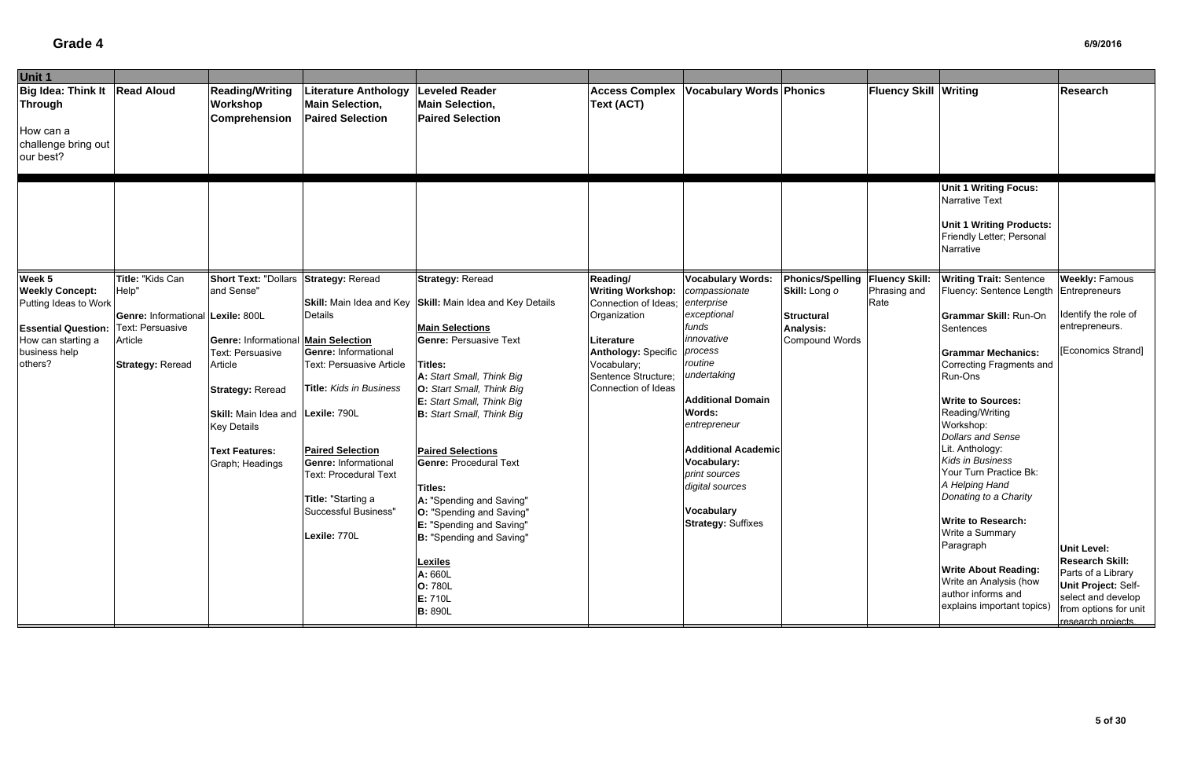# Grade 4

6/9/2016

| Unit 1 | | | | | | | | | | |
|---|---|---|---|---|---|---|---|---|---|---|
| **Big Idea: Think It Through**<br><br>How can a challenge bring out our best? | **Read Aloud** | **Reading/Writing Workshop Comprehension** | **Literature Anthology Main Selection, Paired Selection** | **Leveled Reader Main Selection, Paired Selection** | **Access Complex Text (ACT)** | **Vocabulary Words** | **Phonics** | **Fluency Skill** | **Writing** | **Research** |
| | | | | | | | | | **Unit 1 Writing Focus:** Narrative Text<br><br>**Unit 1 Writing Products:** Friendly Letter; Personal Narrative | |
| **Week 5**<br>**Weekly Concept:** Putting Ideas to Work<br><br>**Essential Question:** How can starting a business help others? | **Title:** "Kids Can Help"<br><br>**Genre:** Informational Text: Persuasive Article<br><br>**Strategy:** Reread | **Short Text:** "Dollars and Sense"<br><br>**Lexile:** 800L<br><br>**Genre:** Informational Text: Persuasive Article<br><br>**Strategy:** Reread<br><br>**Skill:** Main Idea and Key Details<br><br>**Text Features:** Graph; Headings | **Strategy:** Reread<br><br>**Skill:** Main Idea and Key Details<br><br>**Main Selection**<br>**Genre:** Informational Text: Persuasive Article<br><br>**Title:** *Kids in Business*<br><br>**Lexile:** 790L<br><br>**Paired Selection**<br>**Genre:** Informational Text: Procedural Text<br><br>**Title:** "Starting a Successful Business"<br><br>**Lexile:** 770L | **Strategy:** Reread<br><br>**Skill:** Main Idea and Key Details<br><br>**Main Selections**<br>**Genre:** Persuasive Text<br><br>**Titles:**<br>**A:** *Start Small, Think Big*<br>**O:** *Start Small, Think Big*<br>**E:** *Start Small, Think Big*<br>**B:** *Start Small, Think Big*<br><br>**Paired Selections**<br>**Genre:** Procedural Text<br><br>**Titles:**<br>**A:** "Spending and Saving"<br>**O:** "Spending and Saving"<br>**E:** "Spending and Saving"<br>**B:** "Spending and Saving"<br><br>**Lexiles**<br>**A:** 660L<br>**O:** 780L<br>**E:** 710L<br>**B:** 890L | **Reading/ Writing Workshop:** Connection of Ideas; Organization<br><br>**Literature Anthology:** Specific Vocabulary; Sentence Structure; Connection of Ideas | **Vocabulary Words:**<br>*compassionate*<br>*enterprise*<br>*exceptional*<br>*funds*<br>*innovative*<br>*process*<br>*routine*<br>*undertaking*<br><br>**Additional Domain Words:**<br>*entrepreneur*<br><br>**Additional Academic Vocabulary:**<br>*print sources*<br>*digital sources*<br><br>**Vocabulary Strategy:** Suffixes | **Phonics/Spelling Skill:** Long o<br><br>**Structural Analysis:** Compound Words | **Fluency Skill:** Phrasing and Rate | **Writing Trait:** Sentence Fluency: Sentence Length<br><br>**Grammar Skill:** Run-On Sentences<br><br>**Grammar Mechanics:** Correcting Fragments and Run-Ons<br><br>**Write to Sources:**<br>Reading/Writing Workshop:<br>*Dollars and Sense*<br>Lit. Anthology:<br>*Kids in Business*<br>Your Turn Practice Bk:<br>*A Helping Hand*<br>*Donating to a Charity*<br><br>**Write to Research:**<br>Write a Summary Paragraph<br><br>**Write About Reading:**<br>Write an Analysis (how author informs and explains important topics) | **Weekly:** Famous Entrepreneurs<br><br>Identify the role of entrepreneurs.<br><br>[Economics Strand]<br><br>**Unit Level:**<br>**Research Skill:** Parts of a Library<br>**Unit Project:** Self-select and develop from options for unit research projects. |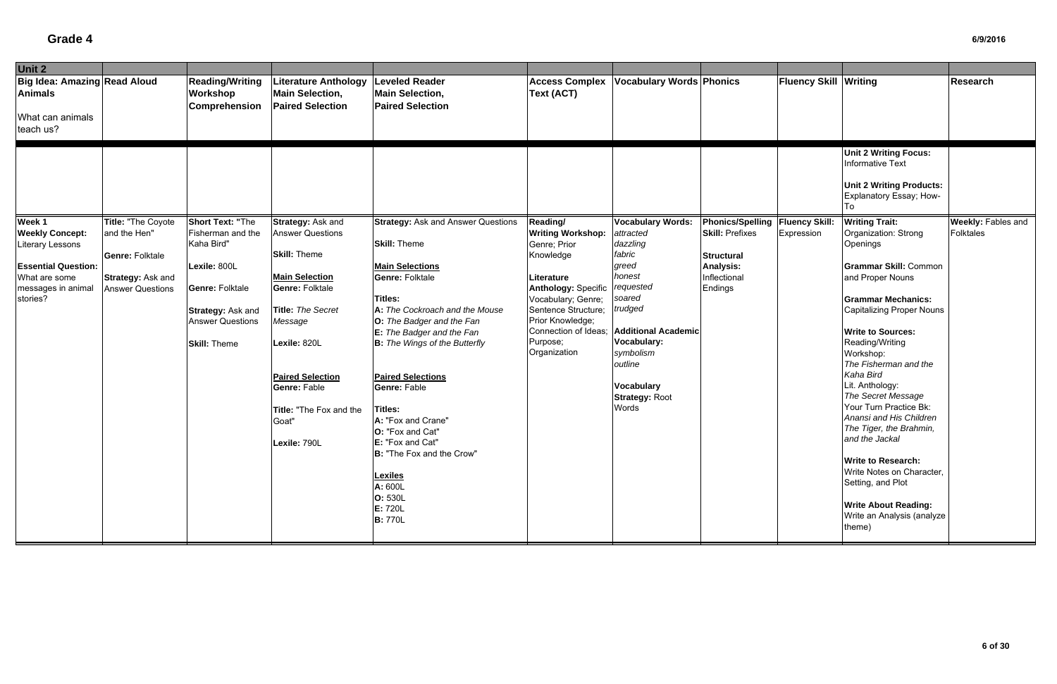# Grade 4

6/9/2016

| Unit 2 | | | | | | | | | | |
|---|---|---|---|---|---|---|---|---|---|---|
| **Big Idea: Amazing Animals**<br><br>What can animals teach us? | **Read Aloud** | **Reading/Writing Workshop Comprehension** | **Literature Anthology Main Selection, Paired Selection** | **Leveled Reader Main Selection, Paired Selection** | **Access Complex Text (ACT)** | **Vocabulary Words** | **Phonics** | **Fluency Skill** | **Writing** | **Research** |
| | | | | | | | | | **Unit 2 Writing Focus:** Informative Text<br><br>**Unit 2 Writing Products:** Explanatory Essay; How-To | |
| **Week 1**<br>**Weekly Concept:** Literary Lessons<br><br>**Essential Question:** What are some messages in animal stories? | **Title:** "The Coyote and the Hen"<br><br>**Genre:** Folktale<br><br>**Strategy:** Ask and Answer Questions | **Short Text:** "The Fisherman and the Kaha Bird"<br><br>**Lexile:** 800L<br><br>**Genre:** Folktale<br><br>**Strategy:** Ask and Answer Questions<br><br>**Skill:** Theme | **Strategy:** Ask and Answer Questions<br><br>**Skill:** Theme<br><br>**Main Selection**<br>**Genre:** Folktale<br><br>**Title:** *The Secret Message*<br><br>**Lexile:** 820L<br><br>**Paired Selection**<br>**Genre:** Fable<br><br>**Title:** "The Fox and the Goat"<br><br>**Lexile:** 790L | **Strategy:** Ask and Answer Questions<br><br>**Skill:** Theme<br><br>**Main Selections**<br>**Genre:** Folktale<br><br>**Titles:**<br>**A:** *The Cockroach and the Mouse*<br>**O:** *The Badger and the Fan*<br>**E:** *The Badger and the Fan*<br>**B:** *The Wings of the Butterfly*<br><br>**Paired Selections**<br>**Genre:** Fable<br><br>**Titles:**<br>**A:** "Fox and Crane"<br>**O:** "Fox and Cat"<br>**E:** "Fox and Cat"<br>**B:** "The Fox and the Crow"<br><br>**Lexiles**<br>**A:** 600L<br>**O:** 530L<br>**E:** 720L<br>**B:** 770L | **Reading/ Writing Workshop:** Genre; Prior Knowledge<br><br>**Literature Anthology:** Specific Vocabulary; Genre; Sentence Structure; Prior Knowledge; Connection of Ideas; Purpose; Organization | **Vocabulary Words:**<br>*attracted*<br>*dazzling*<br>*fabric*<br>*greed*<br>*honest*<br>*requested*<br>*soared*<br>*trudged*<br><br>**Additional Academic Vocabulary:**<br>*symbolism*<br>*outline*<br><br>**Vocabulary Strategy:** Root Words | **Phonics/Spelling Skill:** Prefixes<br><br>**Structural Analysis:** Inflectional Endings | **Fluency Skill:** Expression | **Writing Trait:** Organization: Strong Openings<br><br>**Grammar Skill:** Common and Proper Nouns<br><br>**Grammar Mechanics:** Capitalizing Proper Nouns<br><br>**Write to Sources:** Reading/Writing Workshop: *The Fisherman and the Kaha Bird*<br>Lit. Anthology: *The Secret Message*<br>Your Turn Practice Bk: *Anansi and His Children The Tiger, the Brahmin, and the Jackal*<br><br>**Write to Research:** Write Notes on Character, Setting, and Plot<br><br>**Write About Reading:** Write an Analysis (analyze theme) | **Weekly:** Fables and Folktales |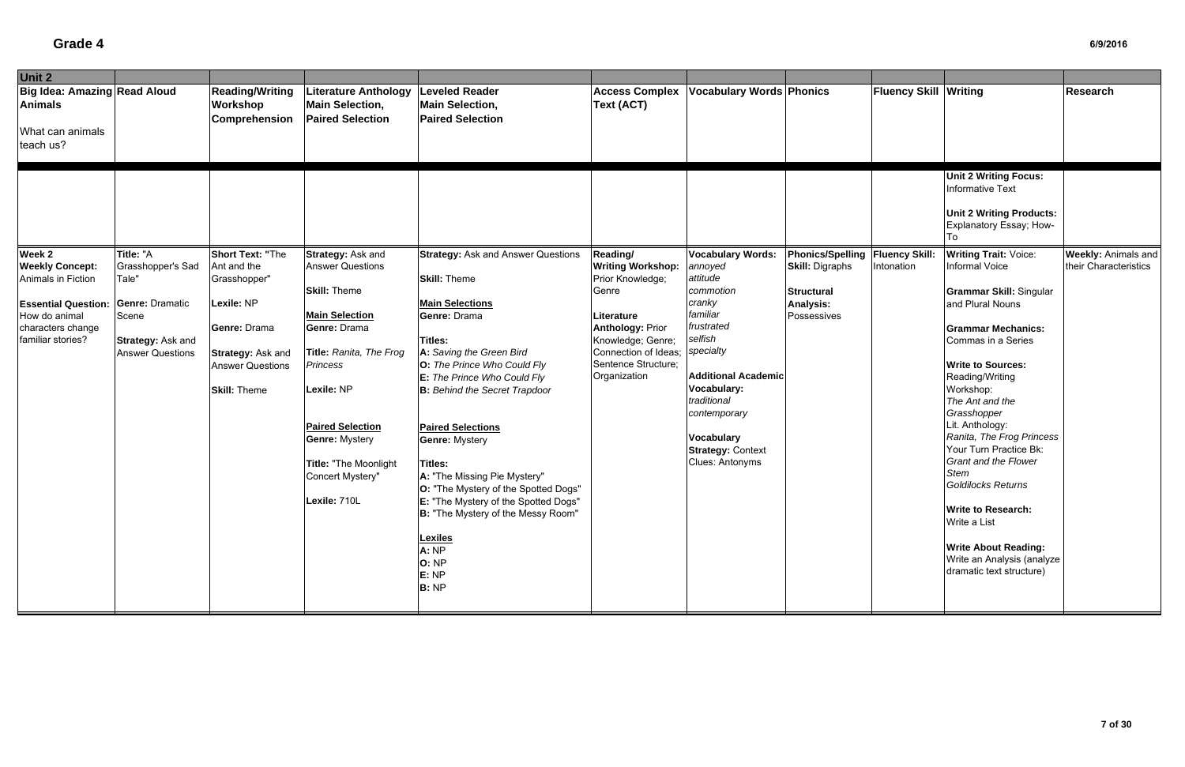# Grade 4

6/9/2016

| Unit 2 | | | | | | | | | | |
|---|---|---|---|---|---|---|---|---|---|---|
| **Big Idea: Amazing Animals**<br><br>What can animals teach us? | **Read Aloud** | **Reading/Writing Workshop Comprehension** | **Literature Anthology Main Selection, Paired Selection** | **Leveled Reader Main Selection, Paired Selection** | **Access Complex Text (ACT)** | **Vocabulary Words** | **Phonics** | **Fluency Skill** | **Writing** | **Research** |
| | | | | | | | | | **Unit 2 Writing Focus:** Informative Text<br><br>**Unit 2 Writing Products:** Explanatory Essay; How-To | |
| **Week 2**<br>**Weekly Concept:** Animals in Fiction<br><br>**Essential Question:** How do animal characters change familiar stories? | **Title:** "A Grasshopper's Sad Tale"<br><br>**Genre:** Dramatic Scene<br><br>**Strategy:** Ask and Answer Questions | **Short Text:** "The Ant and the Grasshopper"<br><br>**Lexile:** NP<br><br>**Genre:** Drama<br><br>**Strategy:** Ask and Answer Questions<br><br>**Skill:** Theme | **Strategy:** Ask and Answer Questions<br><br>**Skill:** Theme<br><br>**Main Selection**<br>**Genre:** Drama<br><br>**Title:** *Ranita, The Frog Princess*<br><br>**Lexile:** NP<br><br>**Paired Selection**<br>**Genre:** Mystery<br><br>**Title:** "The Moonlight Concert Mystery"<br><br>**Lexile:** 710L | **Strategy:** Ask and Answer Questions<br><br>**Skill:** Theme<br><br>**Main Selections**<br>**Genre:** Drama<br><br>**Titles:**<br>**A:** *Saving the Green Bird*<br>**O:** *The Prince Who Could Fly*<br>**E:** *The Prince Who Could Fly*<br>**B:** *Behind the Secret Trapdoor*<br><br>**Paired Selections**<br>**Genre:** Mystery<br><br>**Titles:**<br>**A:** "The Missing Pie Mystery"<br>**O:** "The Mystery of the Spotted Dogs"<br>**E:** "The Mystery of the Spotted Dogs"<br>**B:** "The Mystery of the Messy Room"<br><br>**Lexiles**<br>**A:** NP<br>**O:** NP<br>**E:** NP<br>**B:** NP | **Reading/ Writing Workshop:** Prior Knowledge; Genre<br><br>**Literature Anthology:** Prior Knowledge; Genre; Connection of Ideas; Sentence Structure; Organization | **Vocabulary Words:**<br>*annoyed*<br>*attitude*<br>*commotion*<br>*cranky*<br>*familiar*<br>*frustrated*<br>*selfish*<br>*specialty*<br><br>**Additional Academic Vocabulary:**<br>*traditional*<br>*contemporary*<br><br>**Vocabulary Strategy:** Context Clues: Antonyms | **Phonics/Spelling Skill:** Digraphs<br><br>**Structural Analysis:** Possessives | **Fluency Skill:** Intonation | **Writing Trait:** Voice: Informal Voice<br><br>**Grammar Skill:** Singular and Plural Nouns<br><br>**Grammar Mechanics:** Commas in a Series<br><br>**Write to Sources:** Reading/Writing Workshop:<br>*The Ant and the Grasshopper*<br>Lit. Anthology:<br>*Ranita, The Frog Princess*<br>Your Turn Practice Bk:<br>*Grant and the Flower Stem*<br>*Goldilocks Returns*<br><br>**Write to Research:** Write a List<br><br>**Write About Reading:** Write an Analysis (analyze dramatic text structure) | **Weekly:** Animals and their Characteristics |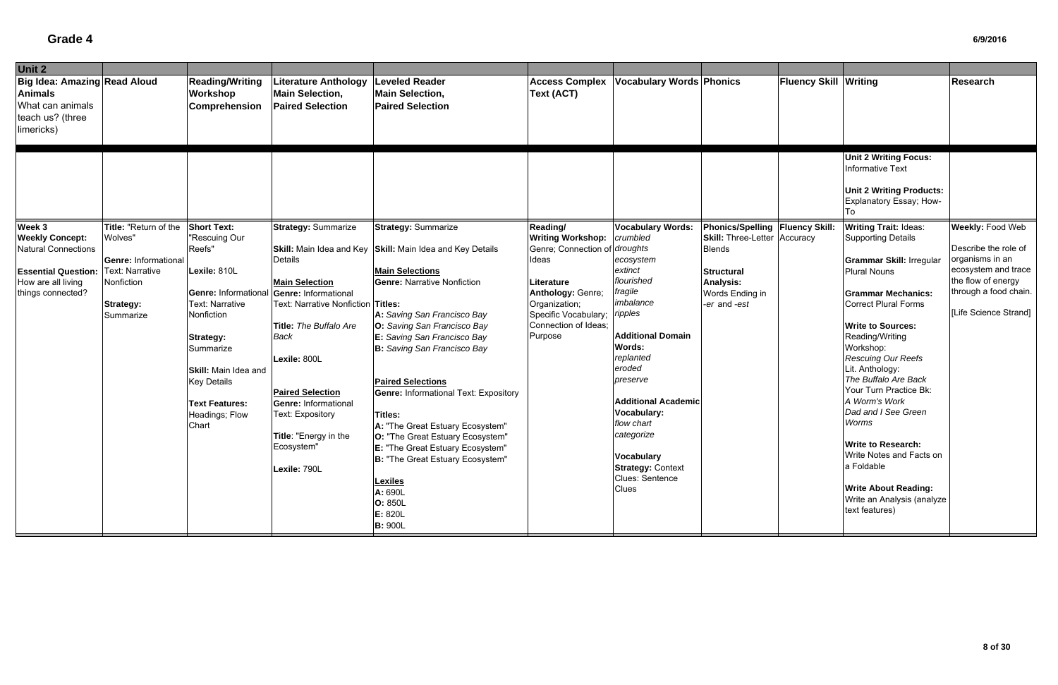## Grade 4

| Unit 2 | | | | | | | | | | |
|---|---|---|---|---|---|---|---|---|---|---|
| **Big Idea: Amazing Animals** What can animals teach us? (three limericks) | **Read Aloud** | **Reading/Writing Workshop Comprehension** | **Literature Anthology Main Selection, Paired Selection** | **Leveled Reader Main Selection, Paired Selection** | **Access Complex Text (ACT)** | **Vocabulary Words** | **Phonics** | **Fluency Skill** | **Writing** | **Research** |
| | | | | | | | | | **Unit 2 Writing Focus:** Informative Text<br><br>**Unit 2 Writing Products:** Explanatory Essay; How-To | |
| **Week 3**<br>**Weekly Concept:** Natural Connections<br><br>**Essential Question:** How are all living things connected? | **Title:** "Return of the Wolves"<br><br>**Genre:** Informational Text: Narrative Nonfiction<br><br>**Strategy:** Summarize | **Short Text:** "Rescuing Our Reefs"<br><br>**Lexile:** 810L<br><br>**Genre:** Informational Text: Narrative Nonfiction<br><br>**Strategy:** Summarize<br><br>**Skill:** Main Idea and Key Details<br><br>**Text Features:** Headings; Flow Chart | **Strategy:** Summarize<br><br>**Skill:** Main Idea and Key Details<br><br>**Main Selection**<br>**Genre:** Informational Text: Narrative Nonfiction<br><br>**Title:** *The Buffalo Are Back*<br><br>**Lexile:** 800L<br><br>**Paired Selection**<br>**Genre:** Informational Text: Expository<br><br>**Title**: "Energy in the Ecosystem"<br><br>**Lexile:** 790L | **Strategy:** Summarize<br><br>**Skill:** Main Idea and Key Details<br><br>**Main Selections**<br>**Genre:** Narrative Nonfiction<br><br>**Titles:**<br>**A:** *Saving San Francisco Bay*<br>**O:** *Saving San Francisco Bay*<br>**E:** *Saving San Francisco Bay*<br>**B:** *Saving San Francisco Bay*<br><br>**Paired Selections**<br>**Genre:** Informational Text: Expository<br><br>**Titles:**<br>**A:** "The Great Estuary Ecosystem"<br>**O:** "The Great Estuary Ecosystem"<br>**E:** "The Great Estuary Ecosystem"<br>**B:** "The Great Estuary Ecosystem"<br><br>**Lexiles**<br>**A:** 690L<br>**O:** 850L<br>**E:** 820L<br>**B:** 900L | **Reading/ Writing Workshop:** Genre; Connection of Ideas<br><br>**Literature Anthology:** Genre; Organization; Specific Vocabulary; Connection of Ideas; Purpose | **Vocabulary Words:**<br>*crumbled*<br>*droughts*<br>*ecosystem*<br>*extinct*<br>*flourished*<br>*fragile*<br>*imbalance*<br>*ripples*<br><br>**Additional Domain Words:**<br>*replanted*<br>*eroded*<br>*preserve*<br><br>**Additional Academic Vocabulary:**<br>*flow chart*<br>*categorize*<br><br>**Vocabulary Strategy:** Context Clues: Sentence Clues | **Phonics/Spelling Skill:** Three-Letter Blends<br><br>**Structural Analysis:** Words Ending in -*er* and -*est* | **Fluency Skill:** Accuracy | **Writing Trait:** Ideas: Supporting Details<br><br>**Grammar Skill:** Irregular Plural Nouns<br><br>**Grammar Mechanics:** Correct Plural Forms<br><br>**Write to Sources:** Reading/Writing Workshop: *Rescuing Our Reefs*<br>Lit. Anthology: *The Buffalo Are Back*<br>Your Turn Practice Bk: *A Worm's Work*<br>*Dad and I See Green Worms*<br><br>**Write to Research:** Write Notes and Facts on a Foldable<br><br>**Write About Reading:** Write an Analysis (analyze text features) | **Weekly:** Food Web<br><br>Describe the role of organisms in an ecosystem and trace the flow of energy through a food chain.<br><br>[Life Science Strand] |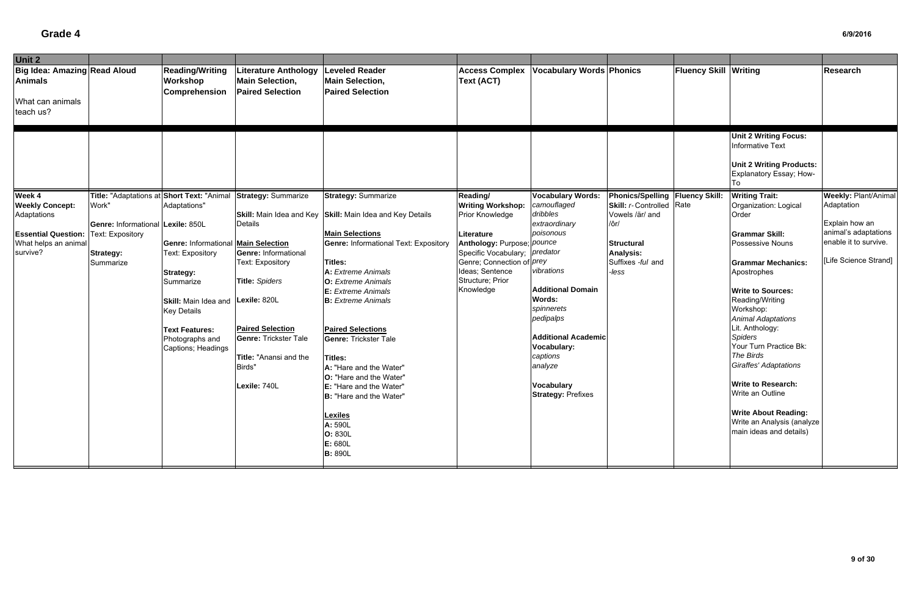# Grade 4

6/9/2016

| Unit 2 | | | | | | | | | | |
|---|---|---|---|---|---|---|---|---|---|---|
| **Big Idea: Amazing Animals**<br><br>What can animals teach us? | **Read Aloud** | **Reading/Writing Workshop Comprehension** | **Literature Anthology Main Selection, Paired Selection** | **Leveled Reader Main Selection, Paired Selection** | **Access Complex Text (ACT)** | **Vocabulary Words** | **Phonics** | **Fluency Skill** | **Writing** | **Research** |
| | | | | | | | | | **Unit 2 Writing Focus:** Informative Text<br><br>**Unit 2 Writing Products:** Explanatory Essay; How-To | |
| **Week 4**<br>**Weekly Concept:** Adaptations<br><br>**Essential Question:** What helps an animal survive? | **Title:** "Adaptations at Work"<br><br>**Genre:** Informational Text: Expository<br><br>**Strategy:** Summarize | **Short Text:** "Animal Adaptations"<br>**Lexile:** 850L<br><br>**Genre:** Informational Text: Expository<br><br>**Strategy:** Summarize<br><br>**Skill:** Main Idea and Key Details<br><br>**Text Features:** Photographs and Captions; Headings | **Strategy:** Summarize<br><br>**Skill:** Main Idea and Key Details<br><br>**Main Selection**<br>**Genre:** Informational Text: Expository<br><br>**Title:** *Spiders*<br><br>**Lexile:** 820L<br><br>**Paired Selection**<br>**Genre:** Trickster Tale<br><br>**Title:** "Anansi and the Birds"<br><br>**Lexile:** 740L | **Strategy:** Summarize<br><br>**Skill:** Main Idea and Key Details<br><br>**Main Selections**<br>**Genre:** Informational Text: Expository<br><br>**Titles:**<br>**A:** *Extreme Animals*<br>**O:** *Extreme Animals*<br>**E:** *Extreme Animals*<br>**B:** *Extreme Animals*<br><br>**Paired Selections**<br>**Genre:** Trickster Tale<br><br>**Titles:**<br>**A:** "Hare and the Water"<br>**O:** "Hare and the Water"<br>**E:** "Hare and the Water"<br>**B:** "Hare and the Water"<br><br>**Lexiles**<br>**A:** 590L<br>**O:** 830L<br>**E:** 680L<br>**B:** 890L | **Reading/ Writing Workshop:** Prior Knowledge<br><br>**Literature Anthology:** Purpose; Specific Vocabulary; Genre; Connection of Ideas; Sentence Structure; Prior Knowledge | **Vocabulary Words:**<br>*camouflaged*<br>*dribbles*<br>*extraordinary*<br>*poisonous*<br>*pounce*<br>*predator*<br>*prey*<br>*vibrations*<br><br>**Additional Domain Words:**<br>*spinnerets*<br>*pedipalps*<br><br>**Additional Academic Vocabulary:**<br>*captions*<br>*analyze*<br><br>**Vocabulary Strategy:** Prefixes | **Phonics/Spelling Skill:** *r*-Controlled Vowels /är/ and /ôr/<br><br>**Structural Analysis:** Suffixes *-ful* and *-less* | **Fluency Skill:** Rate | **Writing Trait:** Organization: Logical Order<br><br>**Grammar Skill:** Possessive Nouns<br><br>**Grammar Mechanics:** Apostrophes<br><br>**Write to Sources:**<br>Reading/Writing Workshop:<br>*Animal Adaptations*<br>Lit. Anthology:<br>*Spiders*<br>Your Turn Practice Bk:<br>*The Birds*<br>*Giraffes' Adaptations*<br><br>**Write to Research:** Write an Outline<br><br>**Write About Reading:** Write an Analysis (analyze main ideas and details) | **Weekly:** Plant/Animal Adaptation<br><br>Explain how an animal's adaptations enable it to survive.<br><br>[Life Science Strand] |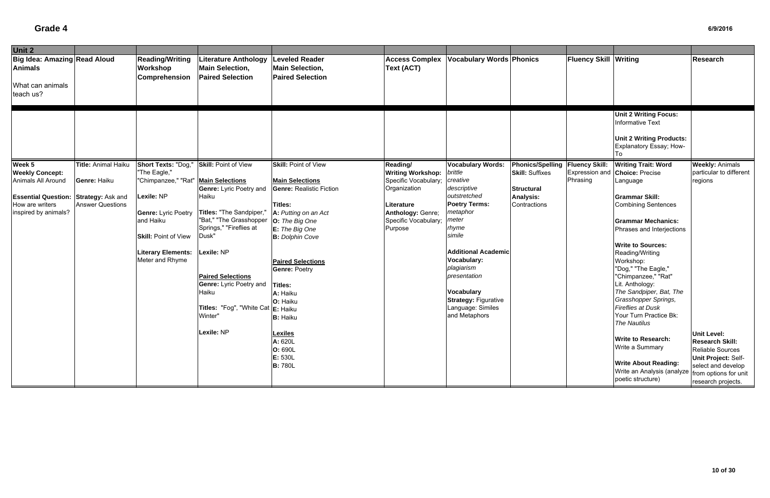# Grade 4

6/9/2016

| Unit 2 | | | | | | | | | | |
|---|---|---|---|---|---|---|---|---|---|---|
| **Big Idea: Amazing Animals**<br><br>What can animals teach us? | **Read Aloud** | **Reading/Writing Workshop Comprehension** | **Literature Anthology Main Selection, Paired Selection** | **Leveled Reader Main Selection, Paired Selection** | **Access Complex Text (ACT)** | **Vocabulary Words** | **Phonics** | **Fluency Skill** | **Writing** | **Research** |
| | | | | | | | | | **Unit 2 Writing Focus:** Informative Text<br><br>**Unit 2 Writing Products:** Explanatory Essay; How-To | |
| **Week 5**<br>**Weekly Concept:** Animals All Around<br><br>**Essential Question:** How are writers inspired by animals? | **Title:** Animal Haiku<br><br>**Genre:** Haiku<br><br>**Strategy:** Ask and Answer Questions | **Short Texts:** "Dog," "The Eagle," "Chimpanzee," "Rat"<br><br>**Lexile:** NP<br><br>**Genre:** Lyric Poetry and Haiku<br><br>**Skill:** Point of View<br><br>**Literary Elements:** Meter and Rhyme | **Skill:** Point of View<br><br>**Main Selections**<br>**Genre:** Lyric Poetry and Haiku<br><br>**Titles:** "The Sandpiper," "Bat," "The Grasshopper Springs," "Fireflies at Dusk"<br><br>**Lexile:** NP<br><br>**Paired Selections**<br>**Genre:** Lyric Poetry and Haiku<br><br>**Titles:** "Fog", "White Cat Winter"<br><br>**Lexile:** NP | **Skill:** Point of View<br><br>**Main Selections**<br>**Genre:** Realistic Fiction<br><br>**Titles:**<br>**A:** *Putting on an Act*<br>**O:** *The Big One*<br>**E:** *The Big One*<br>**B:** *Dolphin Cove*<br><br>**Paired Selections**<br>**Genre:** Poetry<br><br>**Titles:**<br>**A:** Haiku<br>**O:** Haiku<br>**E:** Haiku<br>**B:** Haiku<br><br>**Lexiles**<br>**A:** 620L<br>**O:** 690L<br>**E:** 530L<br>**B:** 780L | **Reading/ Writing Workshop:** Specific Vocabulary; Organization<br><br>**Literature Anthology:** Genre; Specific Vocabulary; Purpose | **Vocabulary Words:**<br>*brittle*<br>*creative*<br>*descriptive*<br>*outstretched*<br>**Poetry Terms:**<br>*metaphor*<br>*meter*<br>*rhyme*<br>*simile*<br><br>**Additional Academic Vocabulary:**<br>*plagiarism*<br>*presentation*<br><br>**Vocabulary Strategy:** Figurative Language: Similes and Metaphors | **Phonics/Spelling Skill:** Suffixes<br><br>**Structural Analysis:** Contractions | **Fluency Skill:** Expression and Phrasing | **Writing Trait: Word Choice:** Precise Language<br><br>**Grammar Skill:** Combining Sentences<br><br>**Grammar Mechanics:** Phrases and Interjections<br><br>**Write to Sources:**<br>Reading/Writing Workshop:<br>"Dog," "The Eagle," "Chimpanzee," "Rat"<br>Lit. Anthology:<br>*The Sandpiper, Bat, The Grasshopper Springs, Fireflies at Dusk*<br>Your Turn Practice Bk: *The Nautilus*<br><br>**Write to Research:** Write a Summary<br><br>**Write About Reading:** Write an Analysis (analyze poetic structure) | **Weekly:** Animals particular to different regions<br><br>**Unit Level:**<br>**Research Skill:** Reliable Sources<br>**Unit Project:** Self-select and develop from options for unit research projects. |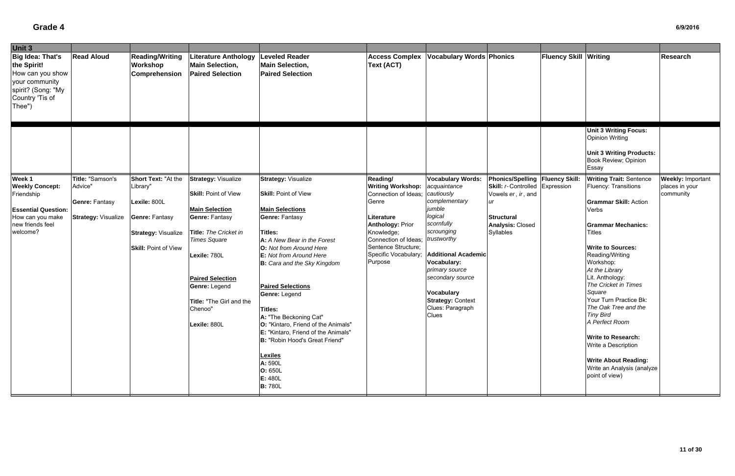# Grade 4

| Unit 3 | | | | | | | | | | | |
|---|---|---|---|---|---|---|---|---|---|---|---|
| **Big Idea: That's the Spirit!** How can you show your community spirit? (Song: "My Country 'Tis of Thee") | **Read Aloud** | **Reading/Writing Workshop Comprehension** | **Literature Anthology Main Selection, Paired Selection** | **Leveled Reader Main Selection, Paired Selection** | **Access Complex Text (ACT)** | **Vocabulary Words** | **Phonics** | **Fluency Skill** | **Writing** | **Research** |
| | | | | | | | | | **Unit 3 Writing Focus:** Opinion Writing<br><br>**Unit 3 Writing Products:** Book Review; Opinion Essay | |
| **Week 1**<br>**Weekly Concept:** Friendship<br><br>**Essential Question:** How can you make new friends feel welcome? | **Title:** "Samson's Advice"<br><br>**Genre:** Fantasy<br><br>**Strategy:** Visualize | **Short Text:** "At the Library"<br><br>**Lexile:** 800L<br><br>**Genre:** Fantasy<br><br>**Strategy:** Visualize<br><br>**Skill:** Point of View | **Strategy:** Visualize<br><br>**Skill:** Point of View<br><br>**Main Selection**<br>**Genre:** Fantasy<br><br>**Title:** *The Cricket in Times Square*<br><br>**Lexile:** 780L<br><br>**Paired Selection**<br>**Genre:** Legend<br><br>**Title:** "The Girl and the Chenoo"<br><br>**Lexile:** 880L | **Strategy:** Visualize<br><br>**Skill:** Point of View<br><br>**Main Selections**<br>**Genre:** Fantasy<br><br>**Titles:**<br>**A:** *A New Bear in the Forest*<br>**O:** *Not from Around Here*<br>**E:** *Not from Around Here*<br>**B:** *Cara and the Sky Kingdom*<br><br>**Paired Selections**<br>**Genre:** Legend<br><br>**Titles:**<br>**A:** "The Beckoning Cat"<br>**O:** "Kintaro, Friend of the Animals"<br>**E:** "Kintaro, Friend of the Animals"<br>**B:** "Robin Hood's Great Friend"<br><br>**Lexiles**<br>**A:** 590L<br>**O:** 650L<br>**E:** 480L<br>**B:** 780L | **Reading/Writing Workshop:** Connection of Ideas; Genre<br><br>**Literature Anthology:** Prior Knowledge; Connection of Ideas; Sentence Structure; Specific Vocabulary; Purpose | **Vocabulary Words:** *acquaintance*<br>*cautiously*<br>*complementary*<br>*jumble*<br>*logical*<br>*scornfully*<br>*scrounging*<br>*trustworthy*<br><br>**Additional Academic Vocabulary:**<br>*primary source*<br>*secondary source*<br><br>**Vocabulary Strategy:** Context Clues: Paragraph Clues | **Phonics/Spelling Skill:** *r*-Controlled Vowels *er*, *ir*, and *ur*<br><br>**Structural Analysis:** Closed Syllables | **Fluency Skill:** Expression | **Writing Trait:** Sentence Fluency: Transitions<br><br>**Grammar Skill:** Action Verbs<br><br>**Grammar Mechanics:** Titles<br><br>**Write to Sources:** Reading/Writing Workshop: *At the Library*<br>Lit. Anthology: *The Cricket in Times Square*<br>Your Turn Practice Bk: *The Oak Tree and the Tiny Bird*<br>*A Perfect Room*<br><br>**Write to Research:** Write a Description<br><br>**Write About Reading:** Write an Analysis (analyze point of view) | **Weekly:** Important places in your community |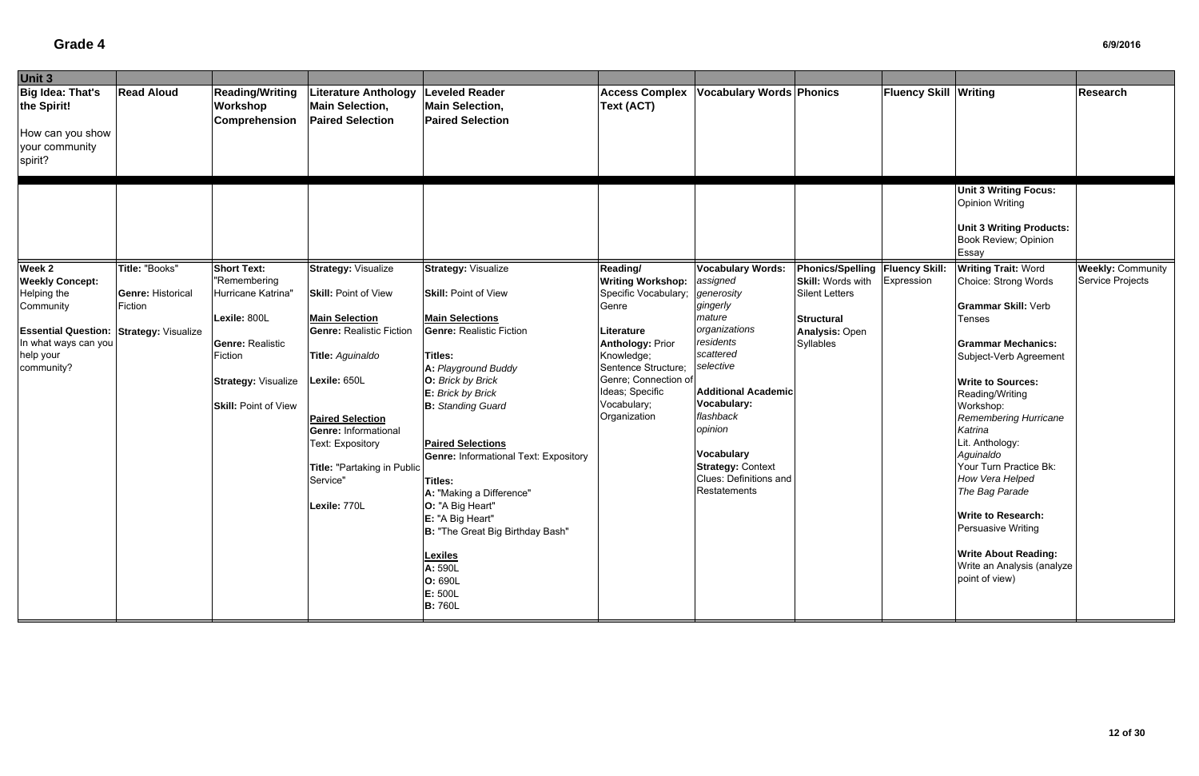# Grade 4

| Unit 3 | | | | | | | | | | |
|---|---|---|---|---|---|---|---|---|---|---|
| **Big Idea: That's the Spirit!**<br><br>How can you show your community spirit? | **Read Aloud** | **Reading/Writing Workshop Comprehension** | **Literature Anthology Main Selection, Paired Selection** | **Leveled Reader Main Selection, Paired Selection** | **Access Complex Text (ACT)** | **Vocabulary Words** | **Phonics** | **Fluency Skill** | **Writing** | **Research** |
| | | | | | | | | | **Unit 3 Writing Focus:** Opinion Writing<br><br>**Unit 3 Writing Products:** Book Review; Opinion Essay | |
| **Week 2**<br>**Weekly Concept:** Helping the Community<br><br>**Essential Question:** In what ways can you help your community? | **Title:** "Books"<br><br>**Genre:** Historical Fiction<br><br>**Strategy:** Visualize | **Short Text:** "Remembering Hurricane Katrina"<br><br>**Lexile:** 800L<br><br>**Genre:** Realistic Fiction<br><br>**Strategy:** Visualize<br><br>**Skill:** Point of View | **Strategy:** Visualize<br><br>**Skill:** Point of View<br><br>**Main Selection**<br>**Genre:** Realistic Fiction<br><br>**Title:** *Aguinaldo*<br><br>**Lexile:** 650L<br><br>**Paired Selection**<br>**Genre:** Informational Text: Expository<br><br>**Title:** "Partaking in Public Service"<br><br>**Lexile:** 770L | **Strategy:** Visualize<br><br>**Skill:** Point of View<br><br>**Main Selections**<br>**Genre:** Realistic Fiction<br><br>**Titles:**<br>**A:** *Playground Buddy*<br>**O:** *Brick by Brick*<br>**E:** *Brick by Brick*<br>**B:** *Standing Guard*<br><br>**Paired Selections**<br>**Genre:** Informational Text: Expository<br><br>**Titles:**<br>**A:** "Making a Difference"<br>**O:** "A Big Heart"<br>**E:** "A Big Heart"<br>**B:** "The Great Big Birthday Bash"<br><br>**Lexiles**<br>**A:** 590L<br>**O:** 690L<br>**E:** 500L<br>**B:** 760L | **Reading/ Writing Workshop:** Specific Vocabulary; Genre<br><br>**Literature Anthology:** Prior Knowledge; Sentence Structure; Genre; Connection of Ideas; Specific Vocabulary; Organization | **Vocabulary Words:**<br>*assigned*<br>*generosity*<br>*gingerly*<br>*mature*<br>*organizations*<br>*residents*<br>*scattered*<br>*selective*<br><br>**Additional Academic Vocabulary:**<br>*flashback*<br>*opinion*<br><br>**Vocabulary Strategy:** Context Clues: Definitions and Restatements | **Phonics/Spelling Skill:** Words with Silent Letters<br><br>**Structural Analysis:** Open Syllables | **Fluency Skill:** Expression | **Writing Trait:** Word Choice: Strong Words<br><br>**Grammar Skill:** Verb Tenses<br><br>**Grammar Mechanics:** Subject-Verb Agreement<br><br>**Write to Sources:**<br>Reading/Writing Workshop: *Remembering Hurricane Katrina*<br>Lit. Anthology: *Aguinaldo*<br>Your Turn Practice Bk: *How Vera Helped*<br>*The Bag Parade*<br><br>**Write to Research:** Persuasive Writing<br><br>**Write About Reading:** Write an Analysis (analyze point of view) | **Weekly:** Community Service Projects |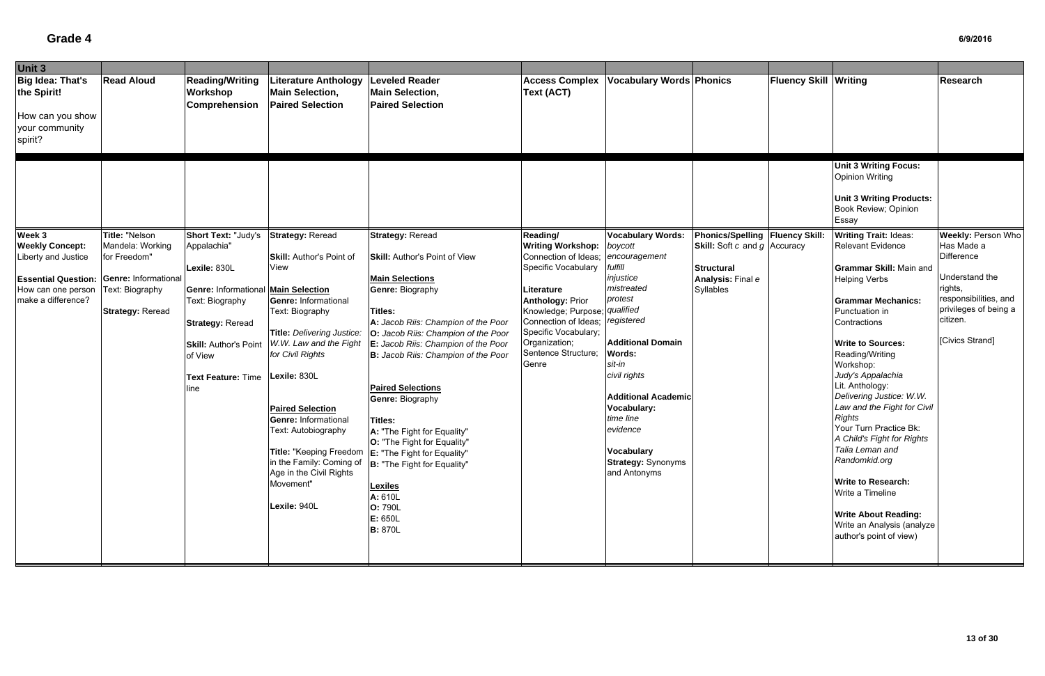# Grade 4

| Unit 3 | | | | | | | | | | | |
|---|---|---|---|---|---|---|---|---|---|---|---|
| **Big Idea: That's the Spirit!** How can you show your community spirit? | **Read Aloud** | **Reading/Writing Workshop Comprehension** | **Literature Anthology Main Selection, Paired Selection** | **Leveled Reader Main Selection, Paired Selection** | **Access Complex Text (ACT)** | **Vocabulary Words** | **Phonics** | **Fluency Skill** | **Writing** | **Research** |
| | | | | | | | | | **Unit 3 Writing Focus:** Opinion Writing<br><br>**Unit 3 Writing Products:** Book Review; Opinion Essay | |
| **Week 3**<br>**Weekly Concept:** Liberty and Justice<br><br>**Essential Question:** How can one person make a difference? | **Title:** "Nelson Mandela: Working for Freedom"<br><br>**Genre:** Informational Text: Biography<br><br>**Strategy:** Reread | **Short Text:** "Judy's Appalachia"<br><br>**Lexile:** 830L<br><br>**Genre:** Informational Text: Biography<br><br>**Strategy:** Reread<br><br>**Skill:** Author's Point of View<br><br>**Text Feature:** Time line | **Strategy:** Reread<br><br>**Skill:** Author's Point of View<br><br>**Main Selection**<br>**Genre:** Informational Text: Biography<br><br>**Title:** *Delivering Justice: W.W. Law and the Fight for Civil Rights*<br><br>**Lexile:** 830L<br><br>**Paired Selection**<br>**Genre:** Informational Text: Autobiography<br><br>**Title:** "Keeping Freedom in the Family: Coming of Age in the Civil Rights Movement"<br><br>**Lexile:** 940L | **Strategy:** Reread<br><br>**Skill:** Author's Point of View<br><br>**Main Selections**<br>**Genre:** Biography<br><br>**Titles:**<br>**A:** *Jacob Riis: Champion of the Poor*<br>**O:** *Jacob Riis: Champion of the Poor*<br>**E:** *Jacob Riis: Champion of the Poor*<br>**B:** *Jacob Riis: Champion of the Poor*<br><br>**Paired Selections**<br>**Genre:** Biography<br><br>**Titles:**<br>**A:** "The Fight for Equality"<br>**O:** "The Fight for Equality"<br>**E:** "The Fight for Equality"<br>**B:** "The Fight for Equality"<br><br>**Lexiles**<br>**A:** 610L<br>**O:** 790L<br>**E:** 650L<br>**B:** 870L | **Reading/ Writing Workshop:** Connection of Ideas; Specific Vocabulary<br><br>**Literature Anthology:** Prior Knowledge; Purpose; Connection of Ideas; Specific Vocabulary; Organization; Sentence Structure; Genre | **Vocabulary Words:** *boycott* *encouragement* *fulfill* *injustice* *mistreated* *protest* *qualified* *registered*<br><br>**Additional Domain Words:** *sit-in* *civil rights*<br><br>**Additional Academic Vocabulary:** *time line* *evidence*<br><br>**Vocabulary Strategy:** Synonyms and Antonyms | **Phonics/Spelling Skill:** Soft *c* and *g*<br><br>**Structural Analysis:** Final *e* Syllables | **Fluency Skill:** Accuracy | **Writing Trait:** Ideas: Relevant Evidence<br><br>**Grammar Skill:** Main and Helping Verbs<br><br>**Grammar Mechanics:** Punctuation in Contractions<br><br>**Write to Sources:** Reading/Writing Workshop: *Judy's Appalachia*<br>Lit. Anthology: *Delivering Justice: W.W. Law and the Fight for Civil Rights*<br>Your Turn Practice Bk: *A Child's Fight for Rights Talia Leman and Randomkid.org*<br><br>**Write to Research:** Write a Timeline<br><br>**Write About Reading:** Write an Analysis (analyze author's point of view) | **Weekly:** Person Who Has Made a Difference<br><br>Understand the rights, responsibilities, and privileges of being a citizen.<br><br>[Civics Strand] |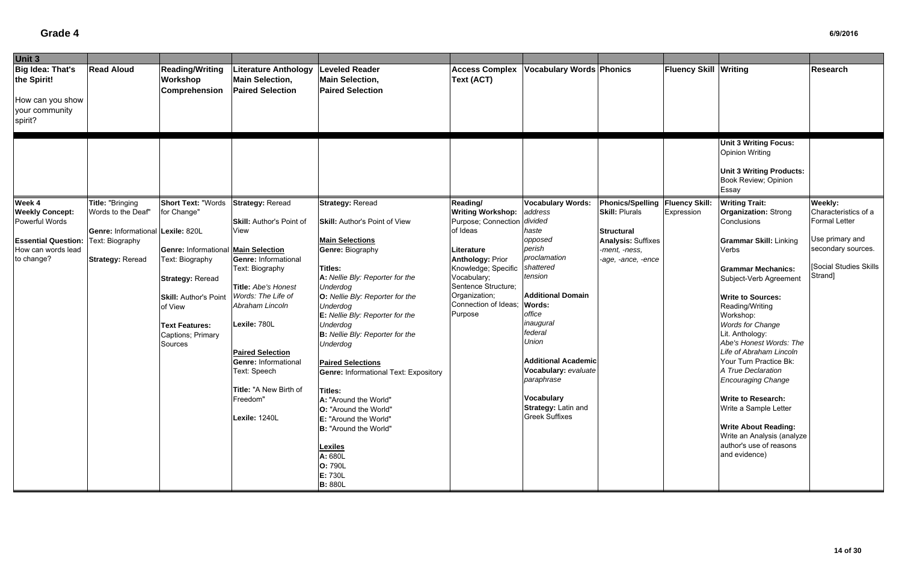# Grade 4

6/9/2016

| Unit 3 | | | | | | | | | | |
|---|---|---|---|---|---|---|---|---|---|---|
| **Big Idea: That's the Spirit!**<br><br>How can you show your community spirit? | **Read Aloud** | **Reading/Writing Workshop Comprehension** | **Literature Anthology Main Selection, Paired Selection** | **Leveled Reader Main Selection, Paired Selection** | **Access Complex Text (ACT)** | **Vocabulary Words** | **Phonics** | **Fluency Skill** | **Writing** | **Research** |
| | | | | | | | | | **Unit 3 Writing Focus:** Opinion Writing<br><br>**Unit 3 Writing Products:** Book Review; Opinion Essay | |
| **Week 4**<br>**Weekly Concept:** Powerful Words<br><br>**Essential Question:** How can words lead to change? | **Title:** "Bringing Words to the Deaf"<br><br>**Genre:** Informational Text: Biography<br><br>**Strategy:** Reread | **Short Text:** "Words for Change"<br><br>**Lexile:** 820L<br><br>**Genre:** Informational Text: Biography<br><br>**Strategy:** Reread<br><br>**Skill:** Author's Point of View<br><br>**Text Features:** Captions; Primary Sources | **Strategy:** Reread<br><br>**Skill:** Author's Point of View<br><br>**Main Selection**<br>**Genre:** Informational Text: Biography<br><br>**Title:** *Abe's Honest Words: The Life of Abraham Lincoln*<br><br>**Lexile:** 780L<br><br>**Paired Selection**<br>**Genre:** Informational Text: Speech<br><br>**Title:** "A New Birth of Freedom"<br><br>**Lexile:** 1240L | **Strategy:** Reread<br><br>**Skill:** Author's Point of View<br><br>**Main Selections**<br>**Genre:** Biography<br><br>**Titles:**<br>**A:** *Nellie Bly: Reporter for the Underdog*<br>**O:** *Nellie Bly: Reporter for the Underdog*<br>**E:** *Nellie Bly: Reporter for the Underdog*<br>**B:** *Nellie Bly: Reporter for the Underdog*<br><br>**Paired Selections**<br>**Genre:** Informational Text: Expository<br><br>**Titles:**<br>**A:** "Around the World"<br>**O:** "Around the World"<br>**E:** "Around the World"<br>**B:** "Around the World"<br><br>**Lexiles**<br>**A:** 680L<br>**O:** 790L<br>**E:** 730L<br>**B:** 880L | **Reading/ Writing Workshop:** Purpose; Connection of Ideas<br><br>**Literature Anthology:** Prior Knowledge; Specific Vocabulary; Sentence Structure; Organization; Connection of Ideas; Purpose | **Vocabulary Words:** *address*<br>*divided*<br>*haste*<br>*opposed*<br>*perish*<br>*proclamation*<br>*shattered*<br>*tension*<br><br>**Additional Domain Words:**<br>*office*<br>*inaugural*<br>*federal*<br>*Union*<br><br>**Additional Academic Vocabulary:** *evaluate paraphrase*<br><br>**Vocabulary Strategy:** Latin and Greek Suffixes | **Phonics/Spelling Skill:** Plurals<br><br>**Structural Analysis:** Suffixes *-ment, -ness, -age, -ance, -ence* | **Fluency Skill:** Expression | **Writing Trait:** **Organization:** Strong Conclusions<br><br>**Grammar Skill:** Linking Verbs<br><br>**Grammar Mechanics:** Subject-Verb Agreement<br><br>**Write to Sources:** Reading/Writing Workshop: *Words for Change*<br>Lit. Anthology: *Abe's Honest Words: The Life of Abraham Lincoln*<br>Your Turn Practice Bk: *A True Declaration*<br>*Encouraging Change*<br><br>**Write to Research:** Write a Sample Letter<br><br>**Write About Reading:** Write an Analysis (analyze author's use of reasons and evidence) | **Weekly:** Characteristics of a Formal Letter<br><br>Use primary and secondary sources.<br><br>[Social Studies Skills Strand] |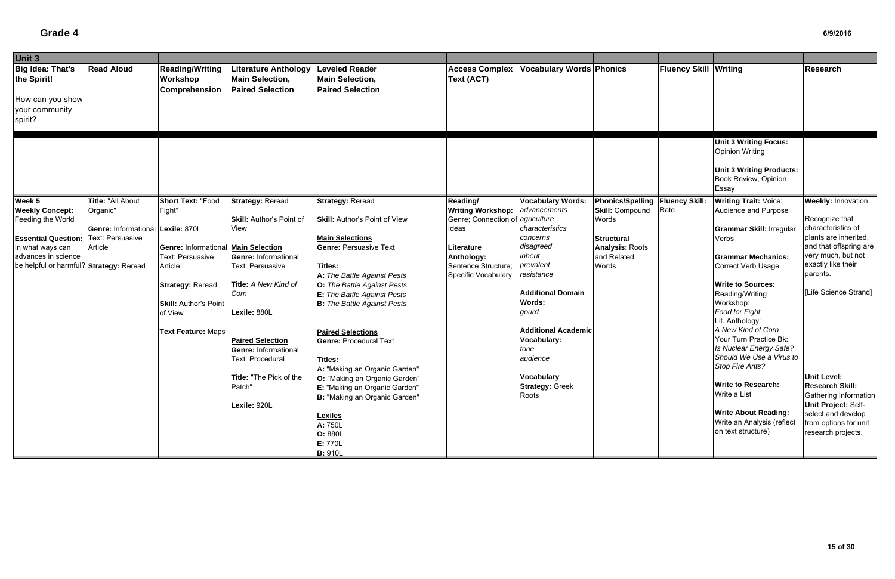# Grade 4

| Unit 3 | | | | | | | | | | |
|---|---|---|---|---|---|---|---|---|---|---|
| **Big Idea: That's the Spirit!**<br><br>How can you show your community spirit? | **Read Aloud** | **Reading/Writing Workshop Comprehension** | **Literature Anthology Main Selection, Paired Selection** | **Leveled Reader Main Selection, Paired Selection** | **Access Complex Text (ACT)** | **Vocabulary Words** | **Phonics** | **Fluency Skill** | **Writing** | **Research** |
| | | | | | | | | | **Unit 3 Writing Focus:** Opinion Writing<br><br>**Unit 3 Writing Products:** Book Review; Opinion Essay | |
| **Week 5**<br>**Weekly Concept:** Feeding the World<br><br>**Essential Question:** In what ways can advances in science be helpful or harmful? | **Title:** "All About Organic"<br><br>**Genre:** Informational Text: Persuasive Article<br><br>**Strategy:** Reread | **Short Text:** "Food Fight"<br><br>**Lexile:** 870L<br><br>**Genre:** Informational Text: Persuasive Article<br><br>**Strategy:** Reread<br><br>**Skill:** Author's Point of View<br><br>**Text Feature:** Maps | **Strategy:** Reread<br><br>**Skill:** Author's Point of View<br><br>**Main Selection**<br>**Genre:** Informational Text: Persuasive<br><br>**Title:** *A New Kind of Corn*<br><br>**Lexile:** 880L<br><br>**Paired Selection**<br>**Genre:** Informational Text: Procedural<br><br>**Title:** "The Pick of the Patch"<br><br>**Lexile:** 920L | **Strategy:** Reread<br><br>**Skill:** Author's Point of View<br><br>**Main Selections**<br>**Genre:** Persuasive Text<br><br>**Titles:**<br>**A:** *The Battle Against Pests*<br>**O:** *The Battle Against Pests*<br>**E:** *The Battle Against Pests*<br>**B:** *The Battle Against Pests*<br><br>**Paired Selections**<br>**Genre:** Procedural Text<br><br>**Titles:**<br>**A:** "Making an Organic Garden"<br>**O:** "Making an Organic Garden"<br>**E:** "Making an Organic Garden"<br>**B:** "Making an Organic Garden"<br><br>**Lexiles**<br>**A:** 750L<br>**O:** 880L<br>**E:** 770L<br>**B:** 910L | **Reading/ Writing Workshop:** Genre; Connection of Ideas<br><br>**Literature Anthology:** Sentence Structure; Specific Vocabulary | **Vocabulary Words:**<br>*advancements*<br>*agriculture*<br>*characteristics*<br>*concerns*<br>*disagreed*<br>*inherit*<br>*prevalent*<br>*resistance*<br><br>**Additional Domain Words:**<br>*gourd*<br><br>**Additional Academic Vocabulary:**<br>*tone*<br>*audience*<br><br>**Vocabulary Strategy:** Greek Roots | **Phonics/Spelling Skill:** Compound Words<br><br>**Structural Analysis:** Roots and Related Words | **Fluency Skill:** Rate | **Writing Trait:** Voice: Audience and Purpose<br><br>**Grammar Skill:** Irregular Verbs<br><br>**Grammar Mechanics:** Correct Verb Usage<br><br>**Write to Sources:**<br>Reading/Writing Workshop:<br>*Food for Fight*<br>Lit. Anthology:<br>*A New Kind of Corn*<br>Your Turn Practice Bk:<br>*Is Nuclear Energy Safe?*<br>*Should We Use a Virus to Stop Fire Ants?*<br><br>**Write to Research:** Write a List<br><br>**Write About Reading:** Write an Analysis (reflect on text structure) | **Weekly:** Innovation<br><br>Recognize that characteristics of plants are inherited, and that offspring are very much, but not exactly like their parents.<br><br>[Life Science Strand]<br><br>**Unit Level:**<br>**Research Skill:** Gathering Information<br>**Unit Project:** Self-select and develop from options for unit research projects. |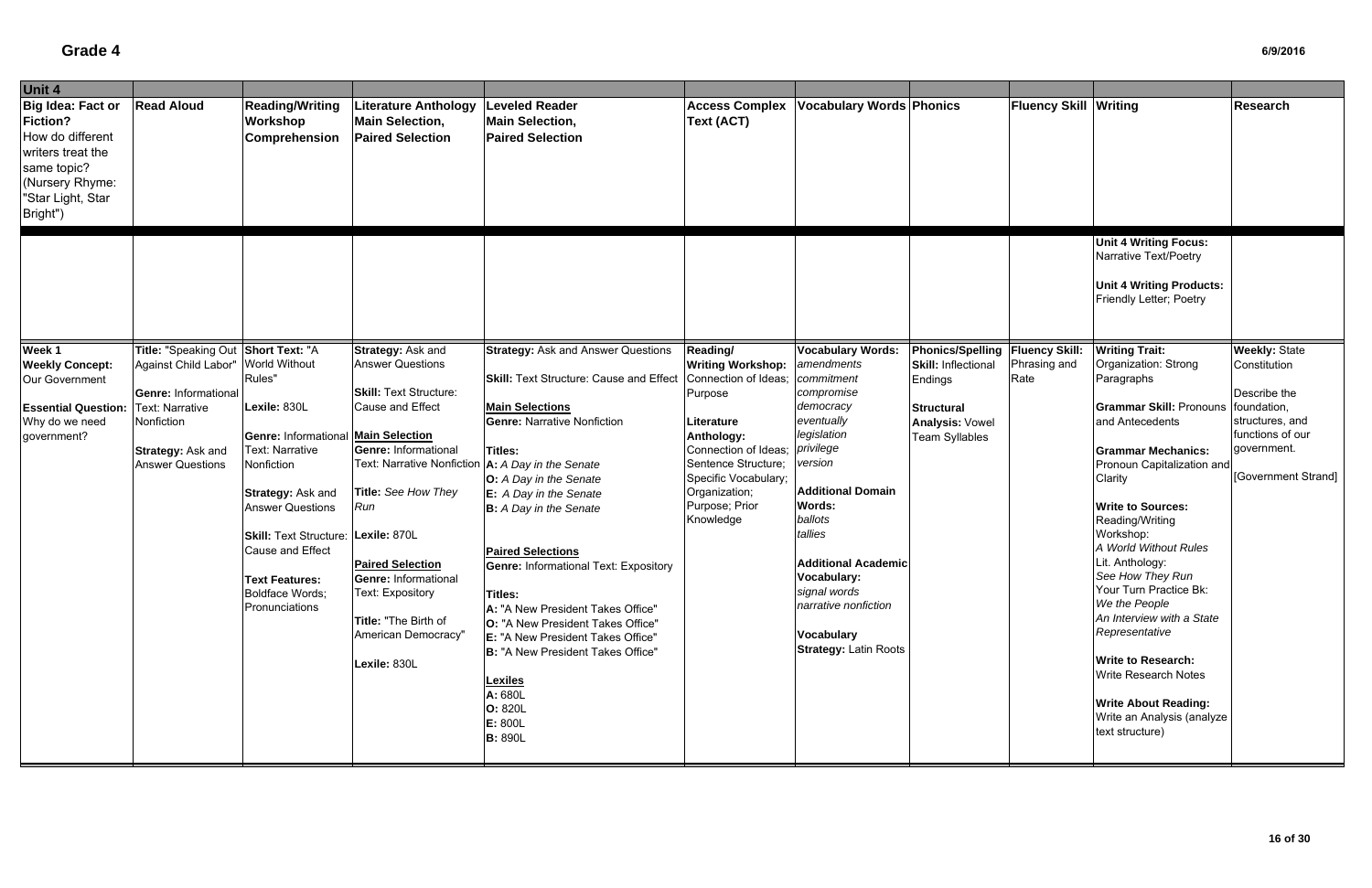# Grade 4

| Unit 4 | | | | | | | | | | | |
|---|---|---|---|---|---|---|---|---|---|---|---|
| **Big Idea: Fact or Fiction?** How do different writers treat the same topic? (Nursery Rhyme: "Star Light, Star Bright") | **Read Aloud** | **Reading/Writing Workshop Comprehension** | **Literature Anthology Main Selection, Paired Selection** | **Leveled Reader Main Selection, Paired Selection** | **Access Complex Text (ACT)** | **Vocabulary Words** | **Phonics** | **Fluency Skill** | **Writing** | **Research** |
| | | | | | | | | | **Unit 4 Writing Focus:** Narrative Text/Poetry<br><br>**Unit 4 Writing Products:** Friendly Letter; Poetry | |
| **Week 1**<br>**Weekly Concept:** Our Government<br><br>**Essential Question:** Why do we need government? | **Title:** "Speaking Out Against Child Labor"<br><br>**Genre:** Informational Text: Narrative Nonfiction<br><br>**Strategy:** Ask and Answer Questions | **Short Text:** "A World Without Rules"<br><br>**Lexile:** 830L<br><br>**Genre:** Informational Text: Narrative Nonfiction<br><br>**Strategy:** Ask and Answer Questions<br><br>**Skill:** Text Structure: Cause and Effect<br><br>**Text Features:** Boldface Words; Pronunciations | **Strategy:** Ask and Answer Questions<br><br>**Skill:** Text Structure: Cause and Effect<br><br>**Main Selection**<br>**Genre:** Informational Text: Narrative Nonfiction<br><br>**Title:** *See How They Run*<br><br>**Lexile:** 870L<br><br>**Paired Selection**<br>**Genre:** Informational Text: Expository<br><br>**Title:** "The Birth of American Democracy"<br><br>**Lexile:** 830L | **Strategy:** Ask and Answer Questions<br><br>**Skill:** Text Structure: Cause and Effect<br><br>**Main Selections**<br>**Genre:** Narrative Nonfiction<br><br>**Titles:**<br>**A:** *A Day in the Senate*<br>**O:** *A Day in the Senate*<br>**E:** *A Day in the Senate*<br>**B:** *A Day in the Senate*<br><br>**Paired Selections**<br>**Genre:** Informational Text: Expository<br><br>**Titles:**<br>**A:** "A New President Takes Office"<br>**O:** "A New President Takes Office"<br>**E:** "A New President Takes Office"<br>**B:** "A New President Takes Office"<br><br>**Lexiles**<br>**A:** 680L<br>**O:** 820L<br>**E:** 800L<br>**B:** 890L | **Reading/ Writing Workshop:** Connection of Ideas; Purpose<br><br>**Literature Anthology:** Connection of Ideas; Sentence Structure; Specific Vocabulary; Organization; Purpose; Prior Knowledge | **Vocabulary Words:** *amendments*<br>*commitment*<br>*compromise*<br>*democracy*<br>*eventually*<br>*legislation*<br>*privilege*<br>*version*<br><br>**Additional Domain Words:**<br>*ballots*<br>*tallies*<br><br>**Additional Academic Vocabulary:**<br>*signal words*<br>*narrative nonfiction*<br><br>**Vocabulary Strategy:** Latin Roots | **Phonics/Spelling Skill:** Inflectional Endings<br><br>**Structural Analysis:** Vowel Team Syllables | **Fluency Skill:** Phrasing and Rate | **Writing Trait:** Organization: Strong Paragraphs<br><br>**Grammar Skill:** Pronouns and Antecedents<br><br>**Grammar Mechanics:** Pronoun Capitalization and Clarity<br><br>**Write to Sources:** Reading/Writing Workshop:<br>*A World Without Rules*<br>Lit. Anthology:<br>*See How They Run*<br>Your Turn Practice Bk:<br>*We the People*<br>*An Interview with a State Representative*<br><br>**Write to Research:** Write Research Notes<br><br>**Write About Reading:** Write an Analysis (analyze text structure) | **Weekly:** State Constitution<br><br>Describe the foundation, structures, and functions of our government.<br><br>[Government Strand] |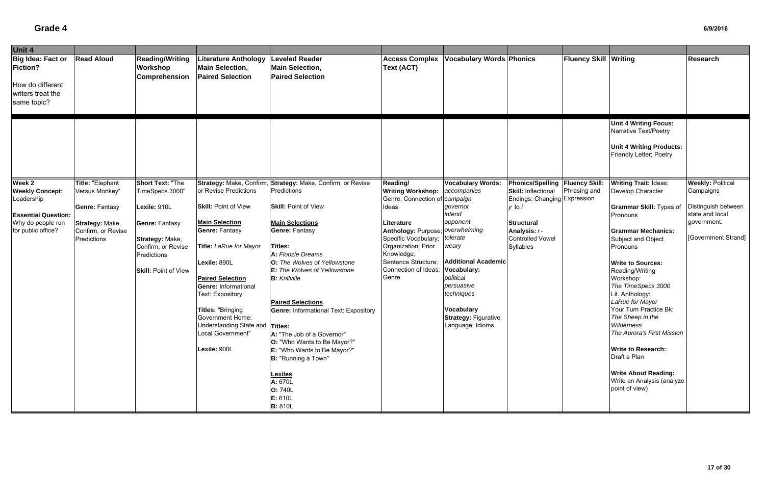# Grade 4

6/9/2016

| Unit 4 | | | | | | | | | | | |
|---|---|---|---|---|---|---|---|---|---|---|---|
| **Big Idea: Fact or Fiction?**<br><br>How do different writers treat the same topic? | **Read Aloud** | **Reading/Writing Workshop Comprehension** | **Literature Anthology Main Selection, Paired Selection** | **Leveled Reader Main Selection, Paired Selection** | **Access Complex Text (ACT)** | **Vocabulary Words** | **Phonics** | **Fluency Skill** | **Writing** | **Research** |
| | | | | | | | | | **Unit 4 Writing Focus:** Narrative Text/Poetry<br><br>**Unit 4 Writing Products:** Friendly Letter; Poetry | |
| **Week 2**<br>**Weekly Concept:** Leadership<br><br>**Essential Question:** Why do people run for public office? | **Title:** "Elephant Versus Monkey"<br><br>**Genre:** Fantasy<br><br>**Strategy:** Make, Confirm, or Revise Predictions | **Short Text:** "The TimeSpecs 3000"<br><br>**Lexile:** 910L<br><br>**Genre:** Fantasy<br><br>**Strategy:** Make, Confirm, or Revise Predictions<br><br>**Skill:** Point of View | **Strategy:** Make, Confirm, or Revise Predictions<br><br>**Skill:** Point of View<br><br>**Main Selection**<br>**Genre:** Fantasy<br><br>**Title:** *LaRue for Mayor*<br><br>**Lexile:** 890L<br><br>**Paired Selection**<br>**Genre:** Informational Text: Expository<br><br>**Titles:** "Bringing Government Home: Understanding State and Local Government"<br><br>**Lexile:** 900L | **Strategy:** Make, Confirm, or Revise Predictions<br><br>**Skill:** Point of View<br><br>**Main Selections**<br>**Genre:** Fantasy<br><br>**Titles:**<br>**A:** *Floozle Dreams*<br>**O:** *The Wolves of Yellowstone*<br>**E:** *The Wolves of Yellowstone*<br>**B:** *Krillville*<br><br>**Paired Selections**<br>**Genre:** Informational Text: Expository<br><br>**Titles:**<br>**A:** "The Job of a Governor"<br>**O:** "Who Wants to Be Mayor?"<br>**E:** "Who Wants to Be Mayor?"<br>**B:** "Running a Town"<br><br>**Lexiles**<br>**A:** 670L<br>**O:** 740L<br>**E:** 610L<br>**B:** 810L | **Reading/ Writing Workshop:** Genre; Connection of Ideas<br><br>**Literature Anthology:** Purpose; Specific Vocabulary; Organization; Prior Knowledge; Sentence Structure; Connection of Ideas; Genre | **Vocabulary Words:**<br>*accompanies*<br>*campaign*<br>*governor*<br>*intend*<br>*opponent*<br>*overwhelming*<br>*tolerate*<br>*weary*<br><br>**Additional Academic Vocabulary:**<br>*political*<br>*persuasive*<br>*techniques*<br><br>**Vocabulary Strategy:** Figurative Language: Idioms | **Phonics/Spelling Skill:** Inflectional Endings: Changing *y* to *i*<br><br>**Structural Analysis:** *r*-Controlled Vowel Syllables | **Fluency Skill:** Phrasing and Expression | **Writing Trait:** Ideas: Develop Character<br><br>**Grammar Skill:** Types of Pronouns<br><br>**Grammar Mechanics:** Subject and Object Pronouns<br><br>**Write to Sources:** Reading/Writing Workshop: *The TimeSpecs 3000*<br>Lit. Anthology: *LaRue for Mayor*<br>Your Turn Practice Bk: *The Sheep in the Wilderness*<br>*The Aurora's First Mission*<br><br>**Write to Research:** Draft a Plan<br><br>**Write About Reading:** Write an Analysis (analyze point of view) | **Weekly:** Political Campaigns<br><br>Distinguish between state and local government.<br><br>[Government Strand] |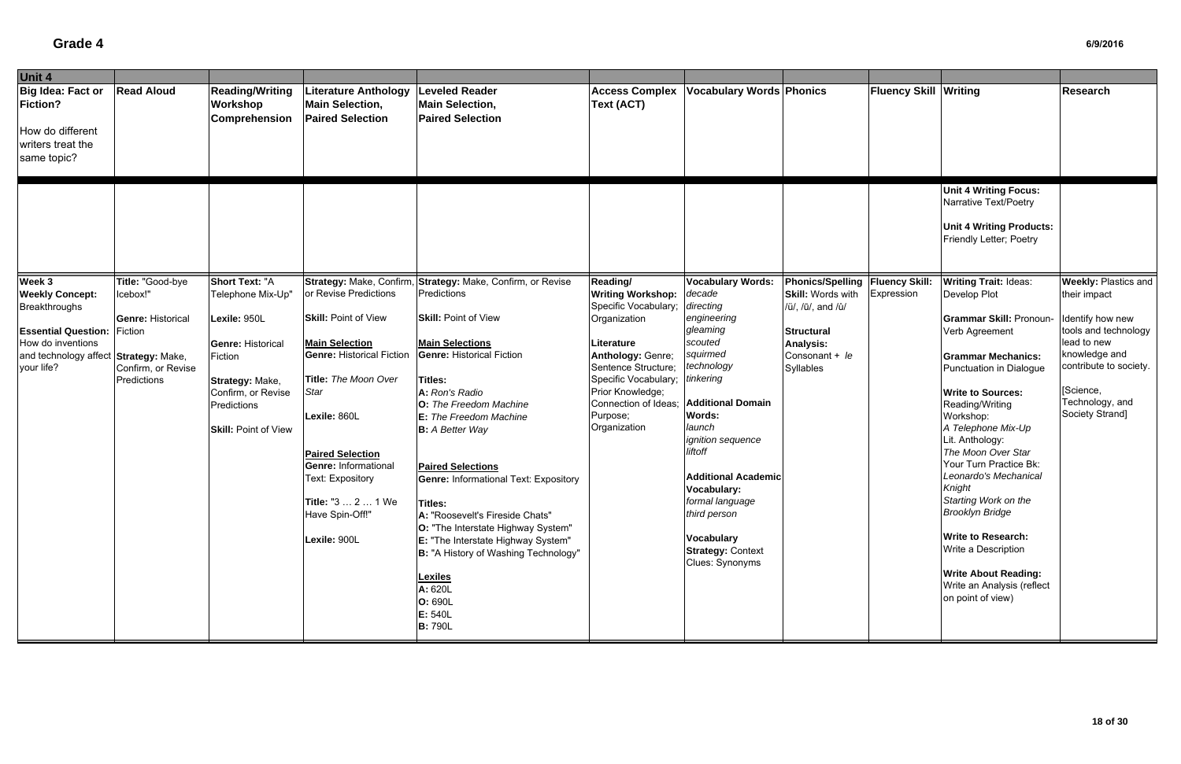# Grade 4

6/9/2016

| Unit 4 | | | | | | | | | | |
|---|---|---|---|---|---|---|---|---|---|---|
| **Big Idea: Fact or Fiction?**<br><br>How do different writers treat the same topic? | **Read Aloud** | **Reading/Writing Workshop Comprehension** | **Literature Anthology Main Selection, Paired Selection** | **Leveled Reader Main Selection, Paired Selection** | **Access Complex Text (ACT)** | **Vocabulary Words** | **Phonics** | **Fluency Skill** | **Writing** | **Research** |
| | | | | | | | | | **Unit 4 Writing Focus:** Narrative Text/Poetry<br><br>**Unit 4 Writing Products:** Friendly Letter; Poetry | |
| **Week 3**<br>**Weekly Concept:** Breakthroughs<br><br>**Essential Question:** How do inventions and technology affect your life? | **Title:** "Good-bye Icebox!"<br><br>**Genre:** Historical Fiction<br><br>**Strategy:** Make, Confirm, or Revise Predictions | **Short Text:** "A Telephone Mix-Up"<br><br>**Lexile:** 950L<br><br>**Genre:** Historical Fiction<br><br>**Strategy:** Make, Confirm, or Revise Predictions<br><br>**Skill:** Point of View | **Strategy:** Make, Confirm, or Revise Predictions<br><br>**Skill:** Point of View<br><br>**Main Selection**<br>**Genre:** Historical Fiction<br><br>**Title:** *The Moon Over Star*<br><br>**Lexile:** 860L<br><br>**Paired Selection**<br>**Genre:** Informational Text: Expository<br><br>**Title:** "3 … 2 … 1 We Have Spin-Off!"<br><br>**Lexile:** 900L | **Strategy:** Make, Confirm, or Revise Predictions<br><br>**Skill:** Point of View<br><br>**Main Selections**<br>**Genre:** Historical Fiction<br><br>**Titles:**<br>**A:** *Ron's Radio*<br>**O:** *The Freedom Machine*<br>**E:** *The Freedom Machine*<br>**B:** *A Better Way*<br><br>**Paired Selections**<br>**Genre:** Informational Text: Expository<br><br>**Titles:**<br>**A:** "Roosevelt's Fireside Chats"<br>**O:** "The Interstate Highway System"<br>**E:** "The Interstate Highway System"<br>**B:** "A History of Washing Technology"<br><br>**Lexiles**<br>**A:** 620L<br>**O:** 690L<br>**E:** 540L<br>**B:** 790L | **Reading/ Writing Workshop:** Specific Vocabulary; Organization<br><br>**Literature Anthology:** Genre; Sentence Structure; Specific Vocabulary; Prior Knowledge; Connection of Ideas; Purpose; Organization | **Vocabulary Words:**<br>*decade*<br>*directing*<br>*engineering*<br>*gleaming*<br>*scouted*<br>*squirmed*<br>*technology*<br>*tinkering*<br><br>**Additional Domain Words:**<br>*launch*<br>*ignition sequence*<br>*liftoff*<br><br>**Additional Academic Vocabulary:**<br>*formal language*<br>*third person*<br><br>**Vocabulary Strategy:** Context Clues: Synonyms | **Phonics/Spelling Skill:** Words with /ü/, /ū/, and /ů/<br><br>**Structural Analysis:** Consonant + *le* Syllables | **Fluency Skill:** Expression | **Writing Trait:** Ideas: Develop Plot<br><br>**Grammar Skill:** Pronoun-Verb Agreement<br><br>**Grammar Mechanics:** Punctuation in Dialogue<br><br>**Write to Sources:** Reading/Writing Workshop:<br>*A Telephone Mix-Up*<br>Lit. Anthology:<br>*The Moon Over Star*<br>Your Turn Practice Bk:<br>*Leonardo's Mechanical Knight*<br>*Starting Work on the Brooklyn Bridge*<br><br>**Write to Research:** Write a Description<br><br>**Write About Reading:** Write an Analysis (reflect on point of view) | **Weekly:** Plastics and their impact<br><br>Identify how new tools and technology lead to new knowledge and contribute to society.<br><br>[Science, Technology, and Society Strand] |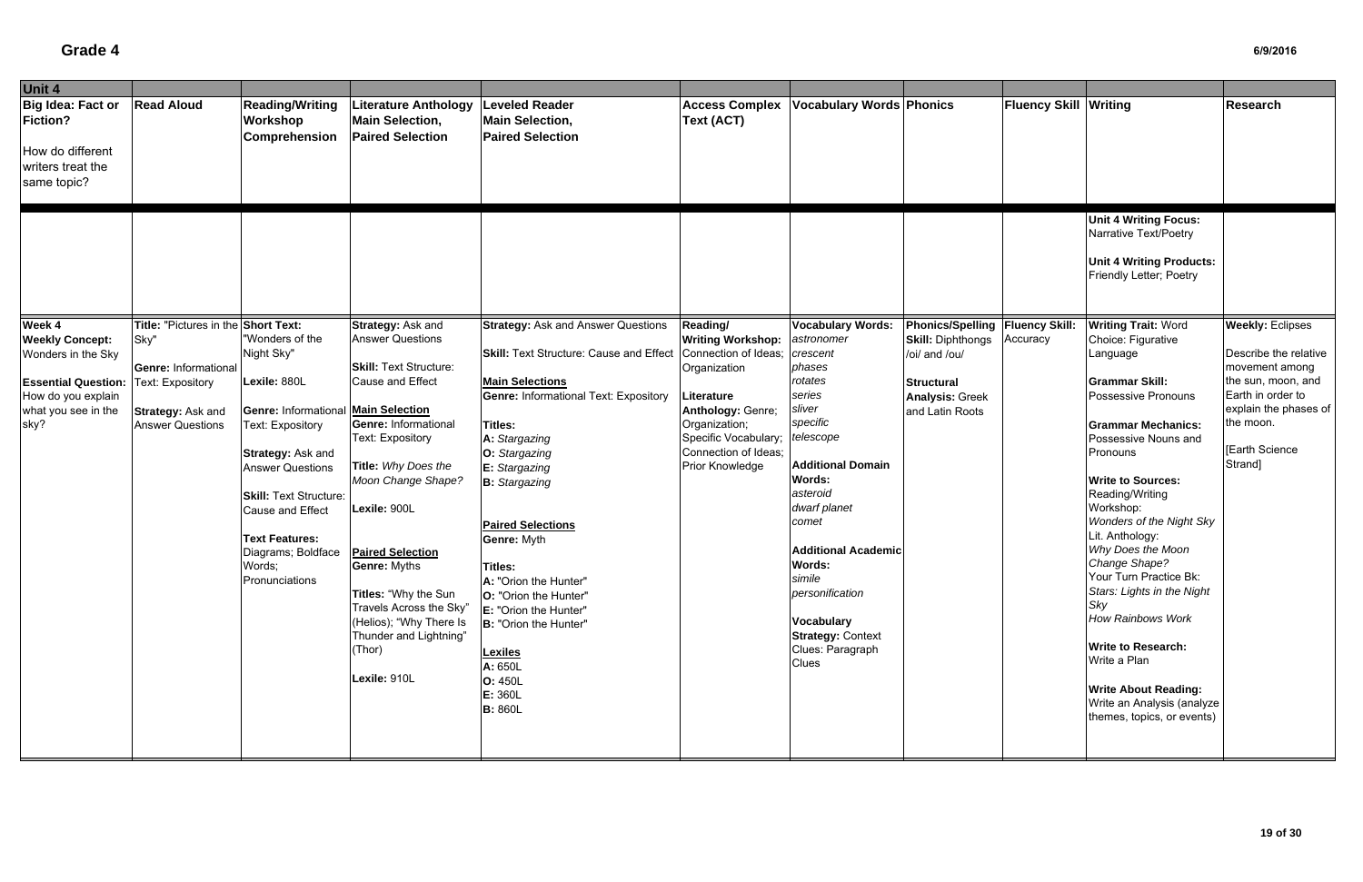# Grade 4

6/9/2016

| Unit 4 | | | | | | | | | | |
|---|---|---|---|---|---|---|---|---|---|---|
| **Big Idea: Fact or Fiction?**<br><br>How do different writers treat the same topic? | **Read Aloud** | **Reading/Writing Workshop Comprehension** | **Literature Anthology Main Selection, Paired Selection** | **Leveled Reader Main Selection, Paired Selection** | **Access Complex Text (ACT)** | **Vocabulary Words** | **Phonics** | **Fluency Skill** | **Writing** | **Research** |
| | | | | | | | | | **Unit 4 Writing Focus:** Narrative Text/Poetry<br><br>**Unit 4 Writing Products:** Friendly Letter; Poetry | |
| **Week 4**<br>**Weekly Concept:** Wonders in the Sky<br><br>**Essential Question:** How do you explain what you see in the sky? | **Title:** "Pictures in the Sky"<br><br>**Genre:** Informational Text: Expository<br><br>**Strategy:** Ask and Answer Questions | **Short Text:** "Wonders of the Night Sky"<br><br>**Lexile:** 880L<br><br>**Genre:** Informational Text: Expository<br><br>**Strategy:** Ask and Answer Questions<br><br>**Skill:** Text Structure: Cause and Effect<br><br>**Text Features:** Diagrams; Boldface Words; Pronunciations | **Strategy:** Ask and Answer Questions<br><br>**Skill:** Text Structure: Cause and Effect<br><br>**Main Selection**<br>**Genre:** Informational Text: Expository<br><br>**Title:** *Why Does the Moon Change Shape?*<br><br>**Lexile:** 900L<br><br>**Paired Selection**<br>**Genre:** Myths<br><br>**Titles:** "Why the Sun Travels Across the Sky" (Helios); "Why There Is Thunder and Lightning" (Thor)<br><br>**Lexile:** 910L | **Strategy:** Ask and Answer Questions<br><br>**Skill:** Text Structure: Cause and Effect<br><br>**Main Selections**<br>**Genre:** Informational Text: Expository<br><br>**Titles:**<br>**A:** *Stargazing*<br>**O:** *Stargazing*<br>**E:** *Stargazing*<br>**B:** *Stargazing*<br><br>**Paired Selections**<br>**Genre:** Myth<br><br>**Titles:**<br>**A:** "Orion the Hunter"<br>**O:** "Orion the Hunter"<br>**E:** "Orion the Hunter"<br>**B:** "Orion the Hunter"<br><br>**Lexiles**<br>**A:** 650L<br>**O:** 450L<br>**E:** 360L<br>**B:** 860L | **Reading/ Writing Workshop:** Connection of Ideas; Organization<br><br>**Literature Anthology:** Genre; Organization; Specific Vocabulary; Connection of Ideas; Prior Knowledge | **Vocabulary Words:**<br>*astronomer*<br>*crescent*<br>*phases*<br>*rotates*<br>*series*<br>*sliver*<br>*specific*<br>*telescope*<br><br>**Additional Domain Words:**<br>*asteroid*<br>*dwarf planet*<br>*comet*<br><br>**Additional Academic Words:**<br>*simile*<br>*personification*<br><br>**Vocabulary Strategy:** Context Clues: Paragraph Clues | **Phonics/Spelling Skill:** Diphthongs /oi/ and /ou/<br><br>**Structural Analysis:** Greek and Latin Roots | **Fluency Skill:** Accuracy | **Writing Trait:** Word Choice: Figurative Language<br><br>**Grammar Skill:** Possessive Pronouns<br><br>**Grammar Mechanics:** Possessive Nouns and Pronouns<br><br>**Write to Sources:** Reading/Writing Workshop: *Wonders of the Night Sky*<br>Lit. Anthology: *Why Does the Moon Change Shape?*<br>Your Turn Practice Bk: *Stars: Lights in the Night Sky*<br>*How Rainbows Work*<br><br>**Write to Research:** Write a Plan<br><br>**Write About Reading:** Write an Analysis (analyze themes, topics, or events) | **Weekly:** Eclipses<br><br>Describe the relative movement among the sun, moon, and Earth in order to explain the phases of the moon.<br><br>[Earth Science Strand] |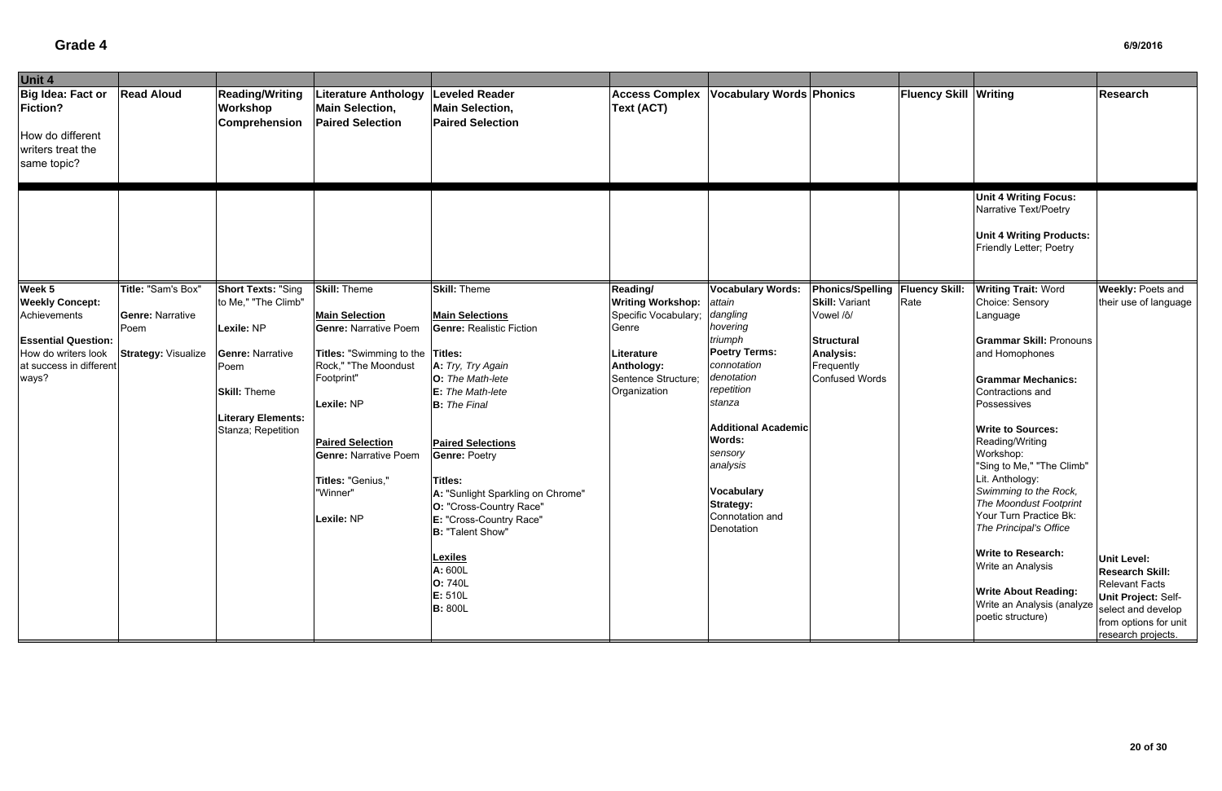# Grade 4

6/9/2016

| Unit 4 | | | | | | | | | | |
|---|---|---|---|---|---|---|---|---|---|---|
| **Big Idea: Fact or Fiction?**<br><br>How do different writers treat the same topic? | **Read Aloud** | **Reading/Writing Workshop Comprehension** | **Literature Anthology Main Selection, Paired Selection** | **Leveled Reader Main Selection, Paired Selection** | **Access Complex Text (ACT)** | **Vocabulary Words** | **Phonics** | **Fluency Skill** | **Writing** | **Research** |
| | | | | | | | | | **Unit 4 Writing Focus:** Narrative Text/Poetry<br><br>**Unit 4 Writing Products:** Friendly Letter; Poetry | |
| **Week 5**<br>**Weekly Concept:** Achievements<br><br>**Essential Question:** How do writers look at success in different ways? | **Title:** "Sam's Box"<br><br>**Genre:** Narrative Poem<br><br>**Strategy:** Visualize | **Short Texts:** "Sing to Me," "The Climb"<br><br>**Lexile:** NP<br><br>**Genre:** Narrative Poem<br><br>**Skill:** Theme<br><br>**Literary Elements:** Stanza; Repetition | **Skill:** Theme<br><br>**Main Selection**<br>**Genre:** Narrative Poem<br><br>**Titles:** "Swimming to the Rock," "The Moondust Footprint"<br><br>**Lexile:** NP<br><br>**Paired Selection**<br>**Genre:** Narrative Poem<br><br>**Titles:** "Genius," "Winner"<br><br>**Lexile:** NP | **Skill:** Theme<br><br>**Main Selections**<br>**Genre:** Realistic Fiction<br><br>**Titles:**<br>**A:** *Try, Try Again*<br>**O:** *The Math-lete*<br>**E:** *The Math-lete*<br>**B:** *The Final*<br><br>**Paired Selections**<br>**Genre:** Poetry<br><br>**Titles:**<br>**A:** "Sunlight Sparkling on Chrome"<br>**O:** "Cross-Country Race"<br>**E:** "Cross-Country Race"<br>**B:** "Talent Show"<br><br>**Lexiles**<br>**A:** 600L<br>**O:** 740L<br>**E:** 510L<br>**B:** 800L | **Reading/ Writing Workshop:** Specific Vocabulary; Genre<br><br>**Literature Anthology:** Sentence Structure; Organization | **Vocabulary Words:** *attain* *dangling* *hovering* *triumph*<br>**Poetry Terms:** *connotation* *denotation* *repetition* *stanza*<br><br>**Additional Academic Words:** *sensory* *analysis*<br><br>**Vocabulary Strategy:** Connotation and Denotation | **Phonics/Spelling Skill:** Variant Vowel /ô/<br><br>**Structural Analysis:** Frequently Confused Words | **Fluency Skill:** Rate | **Writing Trait:** Word Choice: Sensory Language<br><br>**Grammar Skill:** Pronouns and Homophones<br><br>**Grammar Mechanics:** Contractions and Possessives<br><br>**Write to Sources:** Reading/Writing Workshop: "Sing to Me," "The Climb" Lit. Anthology: *Swimming to the Rock, The Moondust Footprint* Your Turn Practice Bk: *The Principal's Office*<br><br>**Write to Research:** Write an Analysis<br><br>**Write About Reading:** Write an Analysis (analyze poetic structure) | **Weekly:** Poets and their use of language<br><br>**Unit Level:**<br>**Research Skill:** Relevant Facts<br>**Unit Project:** Self-select and develop from options for unit research projects. |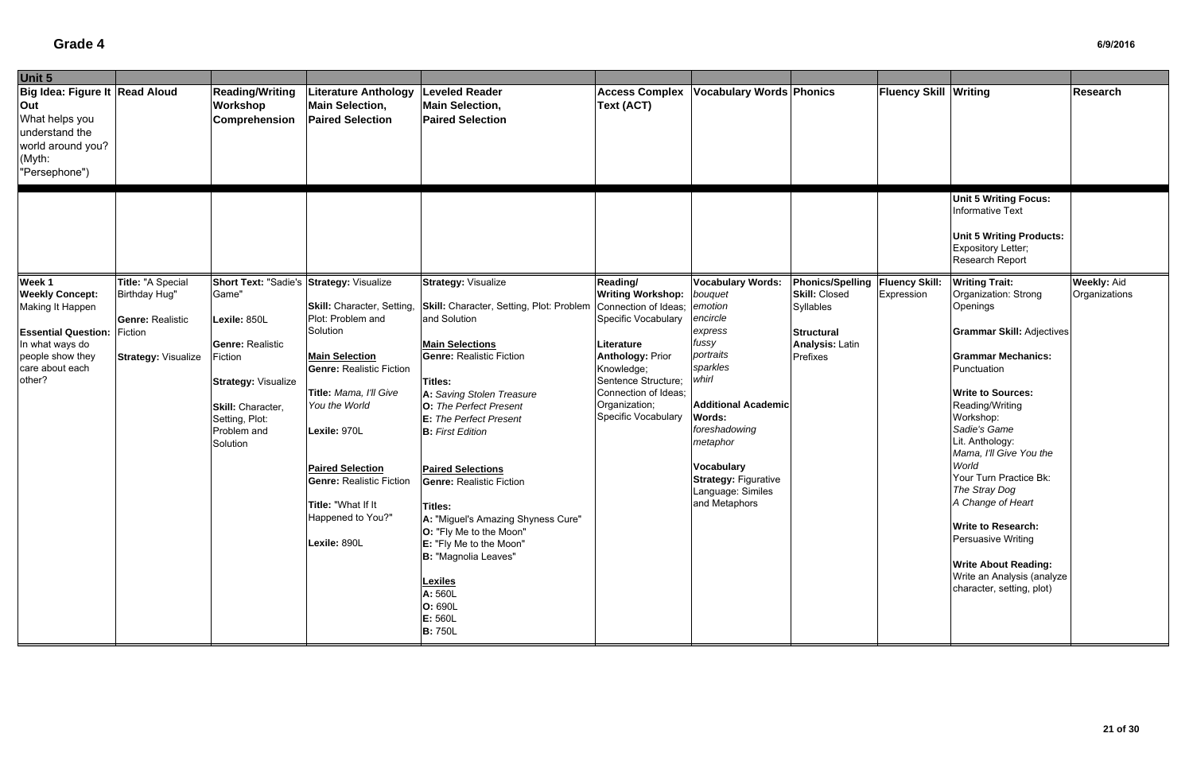# Grade 4

| Unit 5 | | | | | | | | | | |
|---|---|---|---|---|---|---|---|---|---|---|
| **Big Idea: Figure It Out**<br>What helps you understand the world around you? (Myth: "Persephone") | **Read Aloud** | **Reading/Writing Workshop Comprehension** | **Literature Anthology Main Selection, Paired Selection** | **Leveled Reader Main Selection, Paired Selection** | **Access Complex Text (ACT)** | **Vocabulary Words** | **Phonics** | **Fluency Skill** | **Writing** | **Research** |
| | | | | | | | | | **Unit 5 Writing Focus:** Informative Text<br><br>**Unit 5 Writing Products:** Expository Letter; Research Report | |
| **Week 1**<br>**Weekly Concept:** Making It Happen<br><br>**Essential Question:** In what ways do people show they care about each other? | **Title:** "A Special Birthday Hug"<br><br>**Genre:** Realistic Fiction<br><br>**Strategy:** Visualize | **Short Text:** "Sadie's Game"<br><br>**Lexile:** 850L<br><br>**Genre:** Realistic Fiction<br><br>**Strategy:** Visualize<br><br>**Skill:** Character, Setting, Plot: Problem and Solution | **Strategy:** Visualize<br><br>**Skill:** Character, Setting, Plot: Problem and Solution<br><br>**Main Selection**<br>**Genre:** Realistic Fiction<br><br>**Title:** *Mama, I'll Give You the World*<br><br>**Lexile:** 970L<br><br>**Paired Selection**<br>**Genre:** Realistic Fiction<br><br>**Title:** "What If It Happened to You?"<br><br>**Lexile:** 890L | **Strategy:** Visualize<br><br>**Skill:** Character, Setting, Plot: Problem and Solution<br><br>**Main Selections**<br>**Genre:** Realistic Fiction<br><br>**Titles:**<br>**A:** *Saving Stolen Treasure*<br>**O:** *The Perfect Present*<br>**E:** *The Perfect Present*<br>**B:** *First Edition*<br><br>**Paired Selections**<br>**Genre:** Realistic Fiction<br><br>**Titles:**<br>**A:** "Miguel's Amazing Shyness Cure"<br>**O:** "Fly Me to the Moon"<br>**E:** "Fly Me to the Moon"<br>**B:** "Magnolia Leaves"<br><br>**Lexiles**<br>**A:** 560L<br>**O:** 690L<br>**E:** 560L<br>**B:** 750L | **Reading/ Writing Workshop:** Connection of Ideas; Specific Vocabulary<br><br>**Literature Anthology:** Prior Knowledge; Sentence Structure; Connection of Ideas; Organization; Specific Vocabulary | **Vocabulary Words:**<br>*bouquet*<br>*emotion*<br>*encircle*<br>*express*<br>*fussy*<br>*portraits*<br>*sparkles*<br>*whirl*<br><br>**Additional Academic Words:**<br>*foreshadowing*<br>*metaphor*<br><br>**Vocabulary Strategy:** Figurative Language: Similes and Metaphors | **Phonics/Spelling Skill:** Closed Syllables<br><br>**Structural Analysis:** Latin Prefixes | **Fluency Skill:** Expression | **Writing Trait:** Organization: Strong Openings<br><br>**Grammar Skill:** Adjectives<br><br>**Grammar Mechanics:** Punctuation<br><br>**Write to Sources:**<br>Reading/Writing Workshop: *Sadie's Game*<br>Lit. Anthology: *Mama, I'll Give You the World*<br>Your Turn Practice Bk: *The Stray Dog*<br>*A Change of Heart*<br><br>**Write to Research:** Persuasive Writing<br><br>**Write About Reading:** Write an Analysis (analyze character, setting, plot) | **Weekly:** Aid Organizations |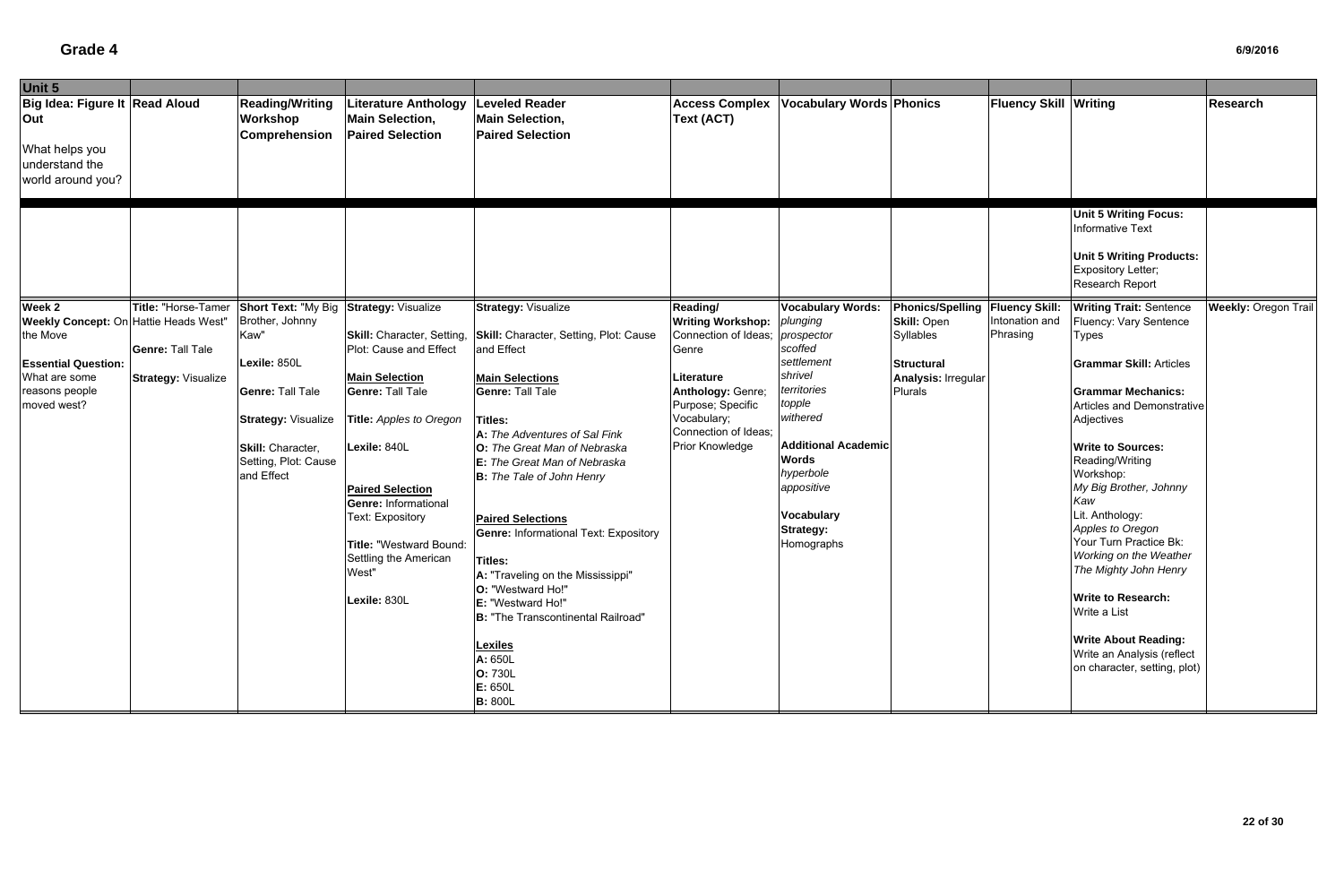# Grade 4

6/9/2016

| Unit 5 | | | | | | | | | | |
|---|---|---|---|---|---|---|---|---|---|---|
| **Big Idea: Figure It Out**<br><br>What helps you understand the world around you? | **Read Aloud** | **Reading/Writing Workshop Comprehension** | **Literature Anthology Main Selection, Paired Selection** | **Leveled Reader Main Selection, Paired Selection** | **Access Complex Text (ACT)** | **Vocabulary Words** | **Phonics** | **Fluency Skill** | **Writing** | **Research** |
| | | | | | | | | | **Unit 5 Writing Focus:** Informative Text<br><br>**Unit 5 Writing Products:** Expository Letter; Research Report | |
| **Week 2**<br>**Weekly Concept:** On the Move<br><br>**Essential Question:** What are some reasons people moved west? | **Title:** "Horse-Tamer Hattie Heads West"<br><br>**Genre:** Tall Tale<br><br>**Strategy:** Visualize | **Short Text:** "My Big Brother, Johnny Kaw"<br><br>**Lexile:** 850L<br><br>**Genre:** Tall Tale<br><br>**Strategy:** Visualize<br><br>**Skill:** Character, Setting, Plot: Cause and Effect | **Strategy:** Visualize<br><br>**Skill:** Character, Setting, Plot: Cause and Effect<br><br>**Main Selection**<br>**Genre:** Tall Tale<br><br>**Title:** *Apples to Oregon*<br><br>**Lexile:** 840L<br><br>**Paired Selection**<br>**Genre:** Informational Text: Expository<br><br>**Title:** "Westward Bound: Settling the American West"<br><br>**Lexile:** 830L | **Strategy:** Visualize<br><br>**Skill:** Character, Setting, Plot: Cause and Effect<br><br>**Main Selections**<br>**Genre:** Tall Tale<br><br>**Titles:**<br>**A:** *The Adventures of Sal Fink*<br>**O:** *The Great Man of Nebraska*<br>**E:** *The Great Man of Nebraska*<br>**B:** *The Tale of John Henry*<br><br>**Paired Selections**<br>**Genre:** Informational Text: Expository<br><br>**Titles:**<br>**A:** "Traveling on the Mississippi"<br>**O:** "Westward Ho!"<br>**E:** "Westward Ho!"<br>**B:** "The Transcontinental Railroad"<br><br>**Lexiles**<br>**A:** 650L<br>**O:** 730L<br>**E:** 650L<br>**B:** 800L | **Reading/ Writing Workshop:** Connection of Ideas; Genre<br><br>**Literature Anthology:** Genre; Purpose; Specific Vocabulary; Connection of Ideas; Prior Knowledge | **Vocabulary Words:**<br>*plunging*<br>*prospector*<br>*scoffed*<br>*settlement*<br>*shrivel*<br>*territories*<br>*topple*<br>*withered*<br><br>**Additional Academic Words**<br>*hyperbole*<br>*appositive*<br><br>**Vocabulary Strategy:** Homographs | **Phonics/Spelling Skill:** Open Syllables<br><br>**Structural Analysis:** Irregular Plurals | **Fluency Skill:** Intonation and Phrasing | **Writing Trait:** Sentence Fluency: Vary Sentence Types<br><br>**Grammar Skill:** Articles<br><br>**Grammar Mechanics:** Articles and Demonstrative Adjectives<br><br>**Write to Sources:**<br>Reading/Writing Workshop:<br>*My Big Brother, Johnny Kaw*<br>Lit. Anthology:<br>*Apples to Oregon*<br>Your Turn Practice Bk:<br>*Working on the Weather*<br>*The Mighty John Henry*<br><br>**Write to Research:** Write a List<br><br>**Write About Reading:** Write an Analysis (reflect on character, setting, plot) | **Weekly:** Oregon Trail |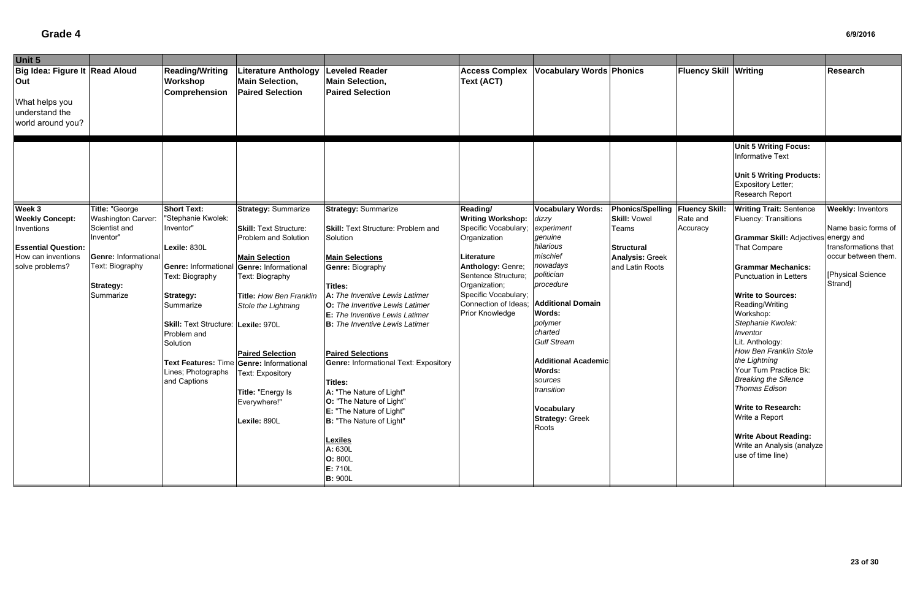# Grade 4

6/9/2016

| Unit 5 | | | | | | | | | | |
|---|---|---|---|---|---|---|---|---|---|---|
| **Big Idea: Figure It Out**<br><br>What helps you understand the world around you? | **Read Aloud** | **Reading/Writing Workshop Comprehension** | **Literature Anthology Main Selection, Paired Selection** | **Leveled Reader Main Selection, Paired Selection** | **Access Complex Text (ACT)** | **Vocabulary Words** | **Phonics** | **Fluency Skill** | **Writing** | **Research** |
| | | | | | | | | | **Unit 5 Writing Focus:** Informative Text<br><br>**Unit 5 Writing Products:** Expository Letter; Research Report | |
| **Week 3**<br>**Weekly Concept:** Inventions<br><br>**Essential Question:** How can inventions solve problems? | **Title:** "George Washington Carver: Scientist and Inventor"<br><br>**Genre:** Informational Text: Biography<br><br>**Strategy:** Summarize | **Short Text:** "Stephanie Kwolek: Inventor"<br><br>**Lexile:** 830L<br><br>**Genre:** Informational Text: Biography<br><br>**Strategy:** Summarize<br><br>**Skill:** Text Structure: Problem and Solution<br><br>**Text Features:** Time Lines; Photographs and Captions | **Strategy:** Summarize<br><br>**Skill:** Text Structure: Problem and Solution<br><br>**Main Selection**<br>**Genre:** Informational Text: Biography<br><br>**Title:** *How Ben Franklin Stole the Lightning*<br><br>**Lexile:** 970L<br><br>**Paired Selection**<br>**Genre:** Informational Text: Expository<br><br>**Title:** "Energy Is Everywhere!"<br><br>**Lexile:** 890L | **Strategy:** Summarize<br><br>**Skill:** Text Structure: Problem and Solution<br><br>**Main Selections**<br>**Genre:** Biography<br><br>**Titles:**<br>**A:** *The Inventive Lewis Latimer*<br>**O:** *The Inventive Lewis Latimer*<br>**E:** *The Inventive Lewis Latimer*<br>**B:** *The Inventive Lewis Latimer*<br><br>**Paired Selections**<br>**Genre:** Informational Text: Expository<br><br>**Titles:**<br>**A:** "The Nature of Light"<br>**O:** "The Nature of Light"<br>**E:** "The Nature of Light"<br>**B:** "The Nature of Light"<br><br>**Lexiles**<br>**A:** 630L<br>**O:** 800L<br>**E:** 710L<br>**B:** 900L | **Reading/Writing Workshop:** Specific Vocabulary; Organization<br><br>**Literature Anthology:** Genre; Sentence Structure; Organization; Specific Vocabulary; Connection of Ideas; Prior Knowledge | **Vocabulary Words:**<br>*dizzy*<br>*experiment*<br>*genuine*<br>*hilarious*<br>*mischief*<br>*nowadays*<br>*politician*<br>*procedure*<br><br>**Additional Domain Words:**<br>*polymer*<br>*charted*<br>*Gulf Stream*<br><br>**Additional Academic Words:**<br>*sources*<br>*transition*<br><br>**Vocabulary Strategy:** Greek Roots | **Phonics/Spelling Skill:** Vowel Teams<br><br>**Structural Analysis:** Greek and Latin Roots | **Fluency Skill:** Rate and Accuracy | **Writing Trait:** Sentence Fluency: Transitions<br><br>**Grammar Skill:** Adjectives That Compare<br><br>**Grammar Mechanics:** Punctuation in Letters<br><br>**Write to Sources:**<br>Reading/Writing Workshop:<br>*Stephanie Kwolek: Inventor*<br>Lit. Anthology:<br>*How Ben Franklin Stole the Lightning*<br>Your Turn Practice Bk:<br>*Breaking the Silence Thomas Edison*<br><br>**Write to Research:** Write a Report<br><br>**Write About Reading:** Write an Analysis (analyze use of time line) | **Weekly:** Inventors<br><br>Name basic forms of energy and transformations that occur between them.<br><br>[Physical Science Strand] |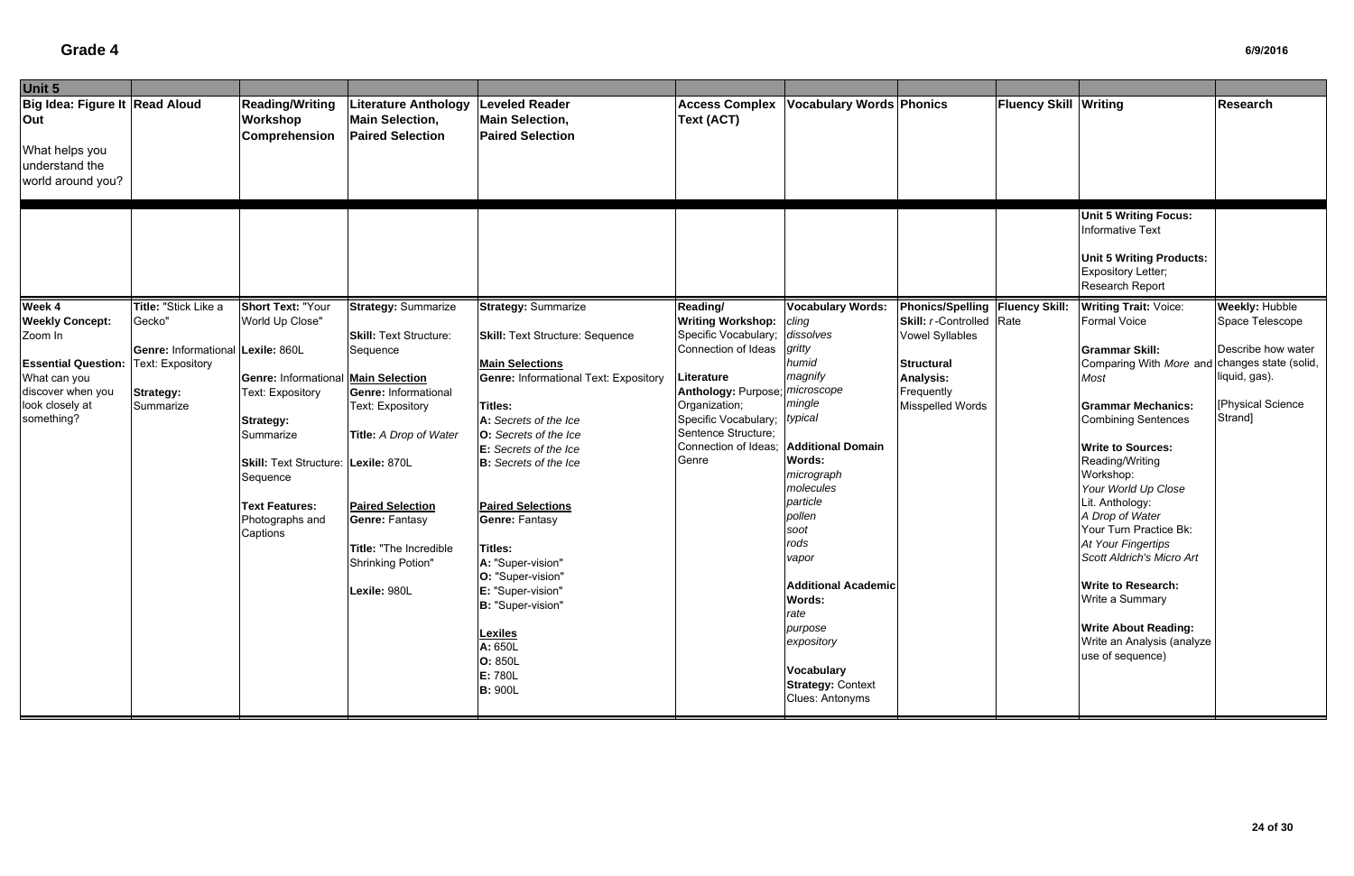# Grade 4

| Unit 5 | | | | | | | | | | |
|---|---|---|---|---|---|---|---|---|---|---|
| **Big Idea: Figure It Out**<br><br>What helps you understand the world around you? | **Read Aloud** | **Reading/Writing Workshop Comprehension** | **Literature Anthology Main Selection, Paired Selection** | **Leveled Reader Main Selection, Paired Selection** | **Access Complex Text (ACT)** | **Vocabulary Words** | **Phonics** | **Fluency Skill** | **Writing** | **Research** |
| | | | | | | | | | **Unit 5 Writing Focus:** Informative Text<br><br>**Unit 5 Writing Products:** Expository Letter; Research Report | |
| **Week 4**<br>**Weekly Concept:** Zoom In<br><br>**Essential Question:** What can you discover when you look closely at something? | **Title:** "Stick Like a Gecko"<br><br>**Genre:** Informational Text: Expository<br><br>**Strategy:** Summarize | **Short Text:** "Your World Up Close"<br><br>**Lexile:** 860L<br><br>**Genre:** Informational Text: Expository<br><br>**Strategy:** Summarize<br><br>**Skill:** Text Structure: Sequence<br><br>**Text Features:** Photographs and Captions | **Strategy:** Summarize<br><br>**Skill:** Text Structure: Sequence<br><br>**Main Selection**<br>**Genre:** Informational Text: Expository<br><br>**Title:** *A Drop of Water*<br><br>**Lexile:** 870L<br><br>**Paired Selection**<br>**Genre:** Fantasy<br><br>**Title:** "The Incredible Shrinking Potion"<br><br>**Lexile:** 980L | **Strategy:** Summarize<br><br>**Skill:** Text Structure: Sequence<br><br>**Main Selections**<br>**Genre:** Informational Text: Expository<br><br>**Titles:**<br>**A:** *Secrets of the Ice*<br>**O:** *Secrets of the Ice*<br>**E:** *Secrets of the Ice*<br>**B:** *Secrets of the Ice*<br><br>**Paired Selections**<br>**Genre:** Fantasy<br><br>**Titles:**<br>**A:** "Super-vision"<br>**O:** "Super-vision"<br>**E:** "Super-vision"<br>**B:** "Super-vision"<br><br>**Lexiles**<br>**A:** 650L<br>**O:** 850L<br>**E:** 780L<br>**B:** 900L | **Reading/ Writing Workshop:** Specific Vocabulary; Connection of Ideas<br><br>**Literature Anthology:** Purpose; Organization; Specific Vocabulary; Sentence Structure; Connection of Ideas; Genre | **Vocabulary Words:**<br>*cling*<br>*dissolves*<br>*gritty*<br>*humid*<br>*magnify*<br>*microscope*<br>*mingle*<br>*typical*<br><br>**Additional Domain Words:**<br>*micrograph*<br>*molecules*<br>*particle*<br>*pollen*<br>*soot*<br>*rods*<br>*vapor*<br><br>**Additional Academic Words:**<br>*rate*<br>*purpose*<br>*expository*<br><br>**Vocabulary Strategy:** Context Clues: Antonyms | **Phonics/Spelling Skill:** *r*-Controlled Vowel Syllables<br><br>**Structural Analysis:** Frequently Misspelled Words | **Fluency Skill:** Rate | **Writing Trait:** Voice: Formal Voice<br><br>**Grammar Skill:** Comparing With *More* and *Most*<br><br>**Grammar Mechanics:** Combining Sentences<br><br>**Write to Sources:**<br>Reading/Writing Workshop:<br>*Your World Up Close*<br>Lit. Anthology:<br>*A Drop of Water*<br>Your Turn Practice Bk:<br>*At Your Fingertips*<br>*Scott Aldrich's Micro Art*<br><br>**Write to Research:** Write a Summary<br><br>**Write About Reading:** Write an Analysis (analyze use of sequence) | **Weekly:** Hubble Space Telescope<br><br>Describe how water changes state (solid, liquid, gas).<br><br>[Physical Science Strand] |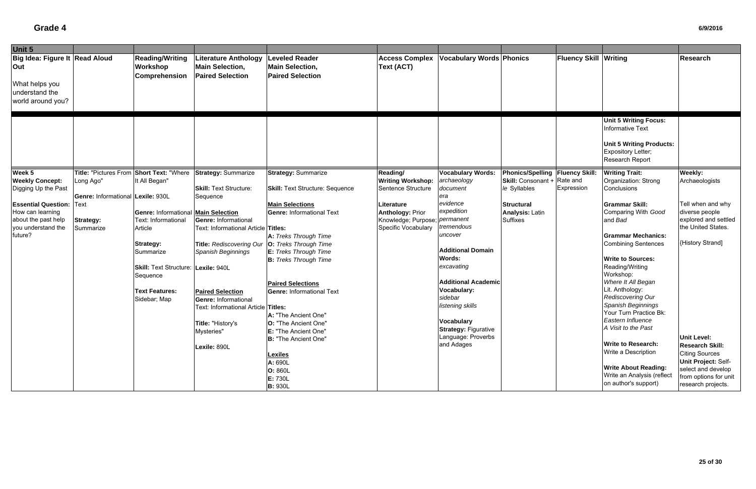# Grade 4

| Unit 5 | | | | | | | | | | |
|---|---|---|---|---|---|---|---|---|---|---|
| **Big Idea: Figure It Out**<br><br>What helps you understand the world around you? | **Read Aloud** | **Reading/Writing Workshop Comprehension** | **Literature Anthology Main Selection, Paired Selection** | **Leveled Reader Main Selection, Paired Selection** | **Access Complex Text (ACT)** | **Vocabulary Words** | **Phonics** | **Fluency Skill** | **Writing** | **Research** |
| | | | | | | | | | **Unit 5 Writing Focus:** Informative Text<br><br>**Unit 5 Writing Products:** Expository Letter; Research Report | |
| **Week 5**<br>**Weekly Concept:** Digging Up the Past<br><br>**Essential Question:** How can learning about the past help you understand the future? | **Title:** "Pictures From Long Ago"<br><br>**Genre:** Informational Text<br><br>**Strategy:** Summarize | **Short Text:** "Where It All Began"<br>**Lexile:** 930L<br><br>**Genre:** Informational Text: Informational Article<br><br>**Strategy:** Summarize<br><br>**Skill:** Text Structure: Sequence<br><br>**Text Features:** Sidebar; Map | **Strategy:** Summarize<br><br>**Skill:** Text Structure: Sequence<br><br>**Main Selection**<br>**Genre:** Informational Text: Informational Article<br><br>**Title:** *Rediscovering Our Spanish Beginnings*<br><br>**Lexile:** 940L<br><br>**Paired Selection**<br>**Genre:** Informational Text: Informational Article<br><br>**Title:** "History's Mysteries"<br><br>**Lexile:** 890L | **Strategy:** Summarize<br><br>**Skill:** Text Structure: Sequence<br><br>**Main Selections**<br>**Genre:** Informational Text<br><br>**Titles:**<br>**A:** *Treks Through Time*<br>**O:** *Treks Through Time*<br>**E:** *Treks Through Time*<br>**B:** *Treks Through Time*<br><br>**Paired Selections**<br>**Genre:** Informational Text<br><br>**Titles:**<br>**A:** "The Ancient One"<br>**O:** "The Ancient One"<br>**E:** "The Ancient One"<br>**B:** "The Ancient One"<br><br>**Lexiles**<br>**A:** 690L<br>**O:** 860L<br>**E:** 730L<br>**B:** 930L | **Reading/ Writing Workshop:** Sentence Structure<br><br>**Literature Anthology:** Prior Knowledge; Purpose; Specific Vocabulary | **Vocabulary Words:**<br>*archaeology*<br>*document*<br>*era*<br>*evidence*<br>*expedition*<br>*permanent*<br>*tremendous*<br>*uncover*<br><br>**Additional Domain Words:**<br>*excavating*<br><br>**Additional Academic Vocabulary:**<br>*sidebar*<br>*listening skills*<br><br>**Vocabulary Strategy:** Figurative Language: Proverbs and Adages | **Phonics/Spelling Skill:** Consonant + *le* Syllables<br><br>**Structural Analysis:** Latin Suffixes | **Fluency Skill:** Rate and Expression | **Writing Trait:** Organization: Strong Conclusions<br><br>**Grammar Skill:** Comparing With *Good* and *Bad*<br><br>**Grammar Mechanics:** Combining Sentences<br><br>**Write to Sources:**<br>Reading/Writing Workshop:<br>*Where It All Began*<br>Lit. Anthology:<br>*Rediscovering Our Spanish Beginnings*<br>Your Turn Practice Bk:<br>*Eastern Influence*<br>*A Visit to the Past*<br><br>**Write to Research:** Write a Description<br><br>**Write About Reading:** Write an Analysis (reflect on author's support) | **Weekly:** Archaeologists<br><br>Tell when and why diverse people explored and settled the United States.<br><br>{History Strand]<br><br>**Unit Level:**<br>**Research Skill:** Citing Sources<br>**Unit Project:** Self-select and develop from options for unit research projects. |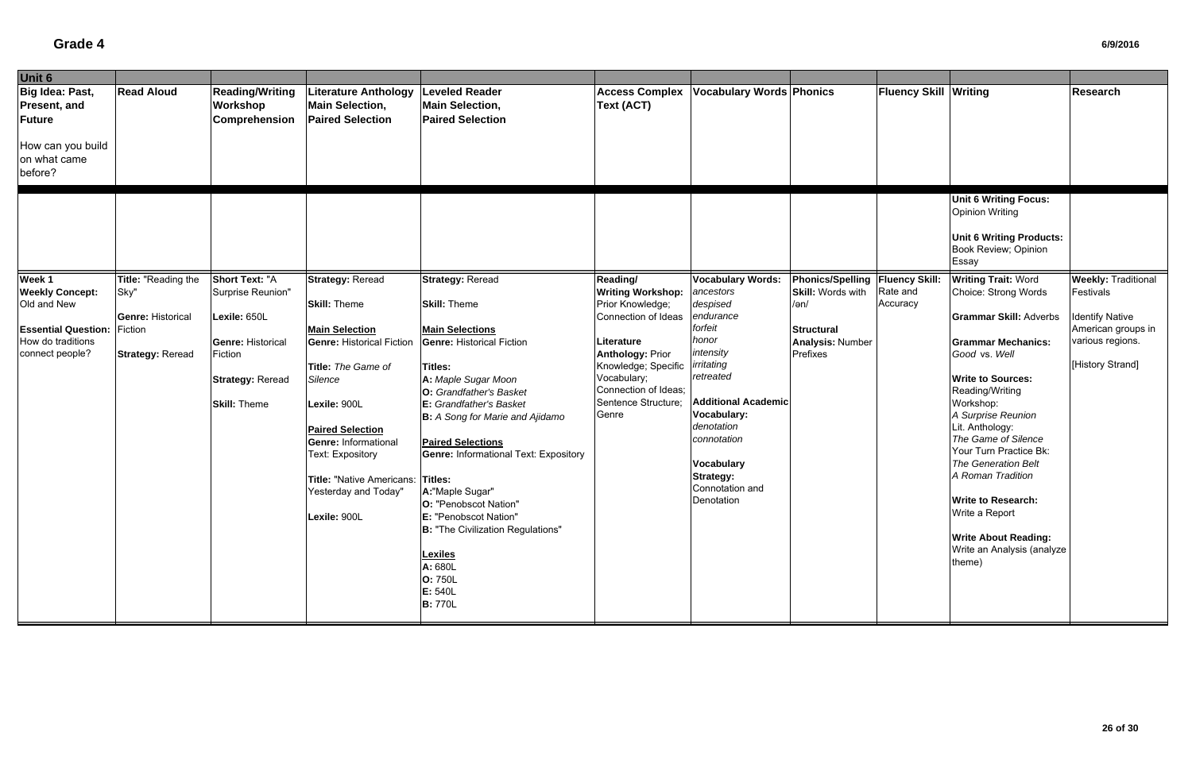# Grade 4

| Unit 6 | | | | | | | | | | |
|---|---|---|---|---|---|---|---|---|---|---|
| **Big Idea: Past, Present, and Future**<br><br>How can you build on what came before? | **Read Aloud** | **Reading/Writing Workshop Comprehension** | **Literature Anthology Main Selection, Paired Selection** | **Leveled Reader Main Selection, Paired Selection** | **Access Complex Text (ACT)** | **Vocabulary Words** | **Phonics** | **Fluency Skill** | **Writing** | **Research** |
| | | | | | | | | | **Unit 6 Writing Focus:** Opinion Writing<br><br>**Unit 6 Writing Products:** Book Review; Opinion Essay | |
| **Week 1**<br>**Weekly Concept:** Old and New<br><br>**Essential Question:** How do traditions connect people? | **Title:** "Reading the Sky"<br><br>**Genre:** Historical Fiction<br><br>**Strategy:** Reread | **Short Text:** "A Surprise Reunion"<br><br>**Lexile:** 650L<br><br>**Genre:** Historical Fiction<br><br>**Strategy:** Reread<br><br>**Skill:** Theme | **Strategy:** Reread<br><br>**Skill:** Theme<br><br>**Main Selection**<br>**Genre:** Historical Fiction<br><br>**Title:** *The Game of Silence*<br><br>**Lexile:** 900L<br><br>**Paired Selection**<br>**Genre:** Informational Text: Expository<br><br>**Title:** "Native Americans: Yesterday and Today"<br><br>**Lexile:** 900L | **Strategy:** Reread<br><br>**Skill:** Theme<br><br>**Main Selections**<br>**Genre:** Historical Fiction<br><br>**Titles:**<br>**A:** *Maple Sugar Moon*<br>**O:** *Grandfather's Basket*<br>**E:** *Grandfather's Basket*<br>**B:** *A Song for Marie and Ajidamo*<br><br>**Paired Selections**<br>**Genre:** Informational Text: Expository<br><br>**Titles:**<br>**A:** "Maple Sugar"<br>**O:** "Penobscot Nation"<br>**E:** "Penobscot Nation"<br>**B:** "The Civilization Regulations"<br><br>**Lexiles**<br>**A:** 680L<br>**O:** 750L<br>**E:** 540L<br>**B:** 770L | **Reading/ Writing Workshop:** Prior Knowledge; Connection of Ideas<br><br>**Literature Anthology:** Prior Knowledge; Specific Vocabulary; Connection of Ideas; Sentence Structure; Genre | **Vocabulary Words:**<br>*ancestors*<br>*despised*<br>*endurance*<br>*forfeit*<br>*honor*<br>*intensity*<br>*irritating*<br>*retreated*<br><br>**Additional Academic Vocabulary:**<br>*denotation*<br>*connotation*<br><br>**Vocabulary Strategy:** Connotation and Denotation | **Phonics/Spelling Skill:** Words with /ən/<br><br>**Structural Analysis:** Number Prefixes | **Fluency Skill:** Rate and Accuracy | **Writing Trait:** Word Choice: Strong Words<br><br>**Grammar Skill:** Adverbs<br><br>**Grammar Mechanics:** *Good* vs. *Well*<br><br>**Write to Sources:** Reading/Writing Workshop: *A Surprise Reunion*<br>Lit. Anthology: *The Game of Silence*<br>Your Turn Practice Bk: *The Generation Belt*<br>*A Roman Tradition*<br><br>**Write to Research:** Write a Report<br><br>**Write About Reading:** Write an Analysis (analyze theme) | **Weekly:** Traditional Festivals<br><br>Identify Native American groups in various regions.<br><br>[History Strand] |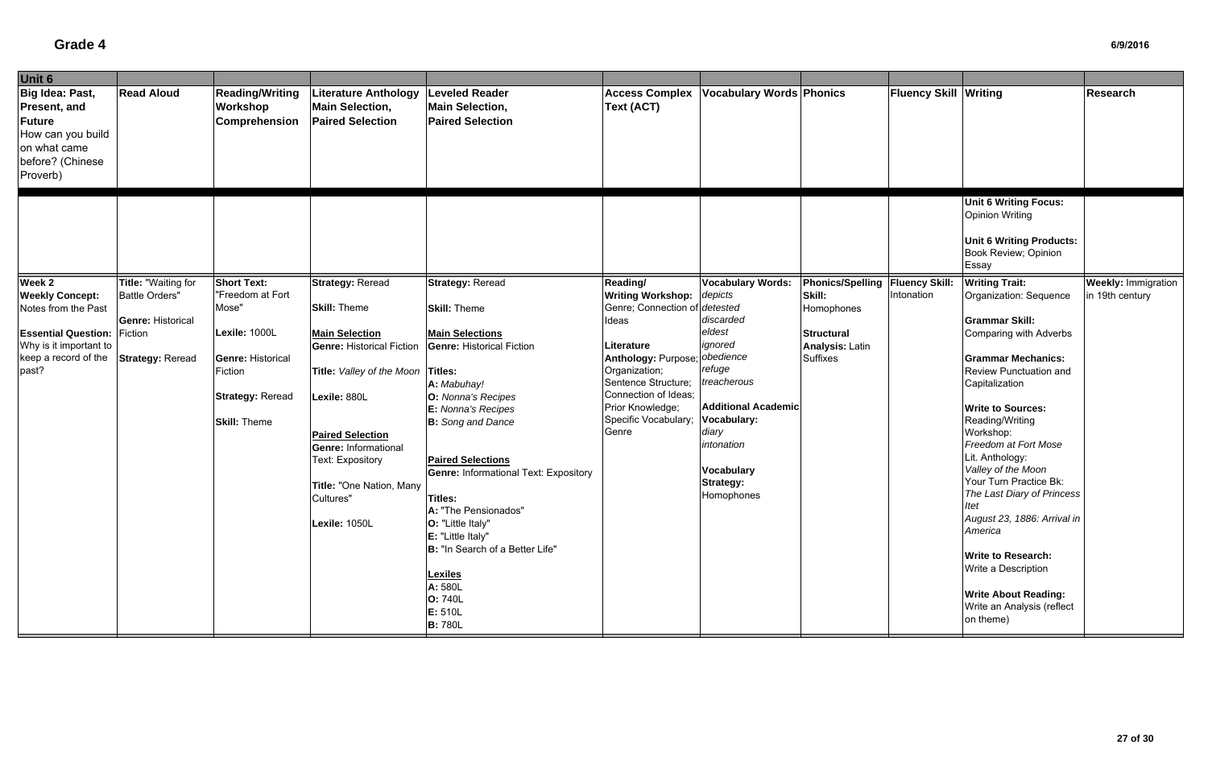# Grade 4

| Unit 6 | | | | | | | | | | |
|---|---|---|---|---|---|---|---|---|---|---|
| **Big Idea: Past, Present, and Future** How can you build on what came before? (Chinese Proverb) | **Read Aloud** | **Reading/Writing Workshop Comprehension** | **Literature Anthology Main Selection, Paired Selection** | **Leveled Reader Main Selection, Paired Selection** | **Access Complex Text (ACT)** | **Vocabulary Words** | **Phonics** | **Fluency Skill** | **Writing** | **Research** |
| | | | | | | | | | **Unit 6 Writing Focus:** Opinion Writing<br><br>**Unit 6 Writing Products:** Book Review; Opinion Essay | |
| **Week 2**<br>**Weekly Concept:** Notes from the Past<br><br>**Essential Question:** Why is it important to keep a record of the past? | **Title:** "Waiting for Battle Orders"<br><br>**Genre:** Historical Fiction<br><br>**Strategy:** Reread | **Short Text:** "Freedom at Fort Mose"<br><br>**Lexile:** 1000L<br><br>**Genre:** Historical Fiction<br><br>**Strategy:** Reread<br><br>**Skill:** Theme | **Strategy:** Reread<br><br>**Skill:** Theme<br><br>**Main Selection**<br>**Genre:** Historical Fiction<br><br>**Title:** *Valley of the Moon*<br><br>**Lexile:** 880L<br><br>**Paired Selection**<br>**Genre:** Informational Text: Expository<br><br>**Title:** "One Nation, Many Cultures"<br><br>**Lexile:** 1050L | **Strategy:** Reread<br><br>**Skill:** Theme<br><br>**Main Selections**<br>**Genre:** Historical Fiction<br><br>**Titles:**<br>**A:** *Mabuhay!*<br>**O:** *Nonna's Recipes*<br>**E:** *Nonna's Recipes*<br>**B:** *Song and Dance*<br><br>**Paired Selections**<br>**Genre:** Informational Text: Expository<br><br>**Titles:**<br>**A:** "The Pensionados"<br>**O:** "Little Italy"<br>**E:** "Little Italy"<br>**B:** "In Search of a Better Life"<br><br>**Lexiles**<br>**A:** 580L<br>**O:** 740L<br>**E:** 510L<br>**B:** 780L | **Reading/ Writing Workshop:** Genre; Connection of Ideas<br><br>**Literature Anthology:** Purpose; Organization; Sentence Structure; Connection of Ideas; Prior Knowledge; Specific Vocabulary; Genre | **Vocabulary Words:**<br>*depicts*<br>*detested*<br>*discarded*<br>*eldest*<br>*ignored*<br>*obedience*<br>*refuge*<br>*treacherous*<br><br>**Additional Academic Vocabulary:**<br>*diary*<br>*intonation*<br><br>**Vocabulary Strategy:** Homophones | **Phonics/Spelling Skill:** Homophones<br><br>**Structural Analysis:** Latin Suffixes | **Fluency Skill:** Intonation | **Writing Trait:** Organization: Sequence<br><br>**Grammar Skill:** Comparing with Adverbs<br><br>**Grammar Mechanics:** Review Punctuation and Capitalization<br><br>**Write to Sources:** Reading/Writing Workshop: *Freedom at Fort Mose* Lit. Anthology: *Valley of the Moon* Your Turn Practice Bk: *The Last Diary of Princess Itet* *August 23, 1886: Arrival in America*<br><br>**Write to Research:** Write a Description<br><br>**Write About Reading:** Write an Analysis (reflect on theme) | **Weekly:** Immigration in 19th century |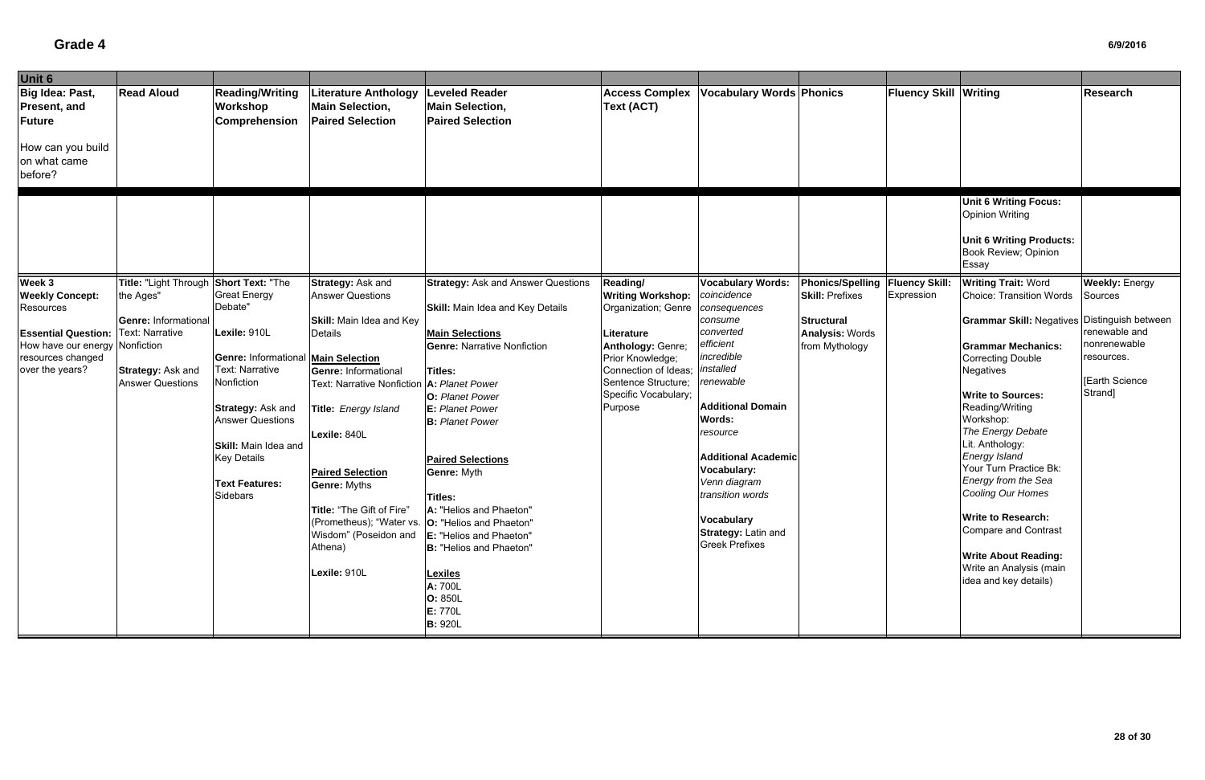# Grade 4

| Unit 6 | | | | | | | | | | | |
|---|---|---|---|---|---|---|---|---|---|---|---|
| **Big Idea: Past, Present, and Future**<br><br>How can you build on what came before? | **Read Aloud** | **Reading/Writing Workshop Comprehension** | **Literature Anthology Main Selection, Paired Selection** | **Leveled Reader Main Selection, Paired Selection** | **Access Complex Text (ACT)** | **Vocabulary Words** | **Phonics** | **Fluency Skill** | **Writing** | **Research** |
| | | | | | | | | | **Unit 6 Writing Focus:** Opinion Writing<br><br>**Unit 6 Writing Products:** Book Review; Opinion Essay | |
| **Week 3**<br>**Weekly Concept:** Resources<br><br>**Essential Question:** How have our energy resources changed over the years? | **Title:** "Light Through the Ages"<br><br>**Genre:** Informational Text: Narrative Nonfiction<br><br>**Strategy:** Ask and Answer Questions | **Short Text:** "The Great Energy Debate"<br><br>**Lexile:** 910L<br><br>**Genre:** Informational Text: Narrative Nonfiction<br><br>**Strategy:** Ask and Answer Questions<br><br>**Skill:** Main Idea and Key Details<br><br>**Text Features:** Sidebars | **Strategy:** Ask and Answer Questions<br><br>**Skill:** Main Idea and Key Details<br><br>**Main Selection**<br>**Genre:** Informational Text: Narrative Nonfiction<br><br>**Title:** *Energy Island*<br><br>**Lexile:** 840L<br><br>**Paired Selection**<br>**Genre:** Myths<br><br>**Title:** "The Gift of Fire" (Prometheus); "Water vs. Wisdom" (Poseidon and Athena)<br><br>**Lexile:** 910L | **Strategy:** Ask and Answer Questions<br><br>**Skill:** Main Idea and Key Details<br><br>**Main Selections**<br>**Genre:** Narrative Nonfiction<br><br>**Titles:**<br>**A:** *Planet Power*<br>**O:** *Planet Power*<br>**E:** *Planet Power*<br>**B:** *Planet Power*<br><br>**Paired Selections**<br>**Genre:** Myth<br><br>**Titles:**<br>**A:** "Helios and Phaeton"<br>**O:** "Helios and Phaeton"<br>**E:** "Helios and Phaeton"<br>**B:** "Helios and Phaeton"<br><br>**Lexiles**<br>**A:** 700L<br>**O:** 850L<br>**E:** 770L<br>**B:** 920L | **Reading/ Writing Workshop:** Organization; Genre<br><br>**Literature Anthology:** Genre; Prior Knowledge; Connection of Ideas; Sentence Structure; Specific Vocabulary; Purpose | **Vocabulary Words:**<br>*coincidence*<br>*consequences*<br>*consume*<br>*converted*<br>*efficient*<br>*incredible*<br>*installed*<br>*renewable*<br><br>**Additional Domain Words:**<br>*resource*<br><br>**Additional Academic Vocabulary:**<br>*Venn diagram*<br>*transition words*<br><br>**Vocabulary Strategy:** Latin and Greek Prefixes | **Phonics/Spelling Skill:** Prefixes<br><br>**Structural Analysis:** Words from Mythology | **Fluency Skill:** Expression | **Writing Trait:** Word Choice: Transition Words<br><br>**Grammar Skill:** Negatives<br><br>**Grammar Mechanics:** Correcting Double Negatives<br><br>**Write to Sources:**<br>Reading/Writing Workshop:<br>*The Energy Debate*<br>Lit. Anthology:<br>*Energy Island*<br>Your Turn Practice Bk:<br>*Energy from the Sea*<br>*Cooling Our Homes*<br><br>**Write to Research:** Compare and Contrast<br><br>**Write About Reading:** Write an Analysis (main idea and key details) | **Weekly:** Energy Sources<br><br>Distinguish between renewable and nonrenewable resources.<br><br>[Earth Science Strand] |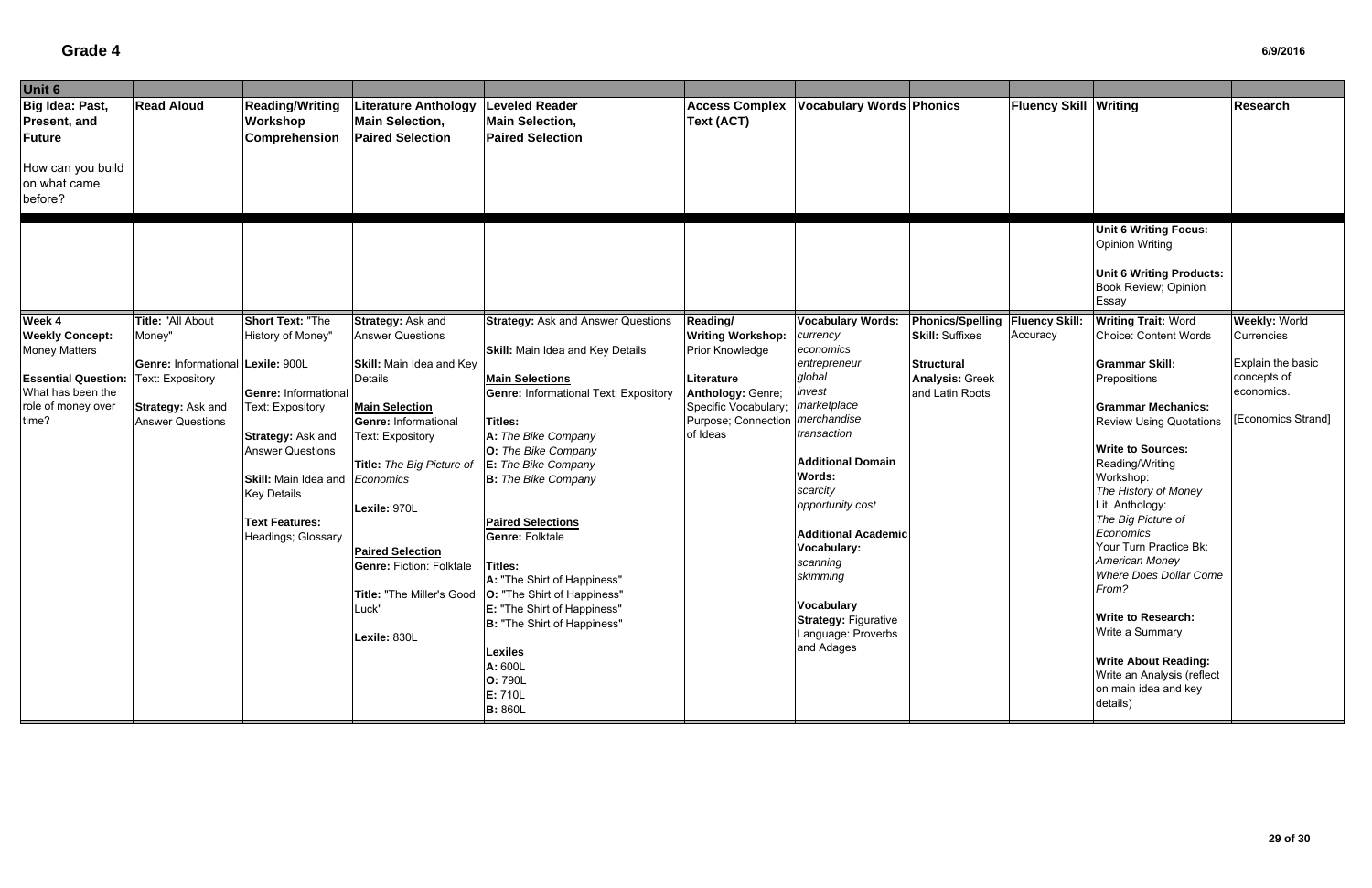# Grade 4

| Unit 6 | | | | | | | | | | |
|---|---|---|---|---|---|---|---|---|---|---|
| **Big Idea: Past, Present, and Future**<br><br>How can you build on what came before? | **Read Aloud** | **Reading/Writing Workshop Comprehension** | **Literature Anthology Main Selection, Paired Selection** | **Leveled Reader Main Selection, Paired Selection** | **Access Complex Text (ACT)** | **Vocabulary Words** | **Phonics** | **Fluency Skill** | **Writing** | **Research** |
| | | | | | | | | | **Unit 6 Writing Focus:** Opinion Writing<br><br>**Unit 6 Writing Products:** Book Review; Opinion Essay | |
| **Week 4**<br>**Weekly Concept:** Money Matters<br><br>**Essential Question:** What has been the role of money over time? | **Title:** "All About Money"<br><br>**Genre:** Informational Text: Expository<br><br>**Strategy:** Ask and Answer Questions | **Short Text:** "The History of Money"<br><br>**Lexile:** 900L<br><br>**Genre:** Informational Text: Expository<br><br>**Strategy:** Ask and Answer Questions<br><br>**Skill:** Main Idea and Key Details<br><br>**Text Features:** Headings; Glossary | **Strategy:** Ask and Answer Questions<br><br>**Skill:** Main Idea and Key Details<br><br>**Main Selection**<br>**Genre:** Informational Text: Expository<br><br>**Title:** *The Big Picture of Economics*<br><br>**Lexile:** 970L<br><br>**Paired Selection**<br>**Genre:** Fiction: Folktale<br><br>**Title:** "The Miller's Good Luck"<br><br>**Lexile:** 830L | **Strategy:** Ask and Answer Questions<br><br>**Skill:** Main Idea and Key Details<br><br>**Main Selections**<br>**Genre:** Informational Text: Expository<br><br>**Titles:**<br>**A:** *The Bike Company*<br>**O:** *The Bike Company*<br>**E:** *The Bike Company*<br>**B:** *The Bike Company*<br><br>**Paired Selections**<br>**Genre:** Folktale<br><br>**Titles:**<br>**A:** "The Shirt of Happiness"<br>**O:** "The Shirt of Happiness"<br>**E:** "The Shirt of Happiness"<br>**B:** "The Shirt of Happiness"<br><br>**Lexiles**<br>**A:** 600L<br>**O:** 790L<br>**E:** 710L<br>**B:** 860L | **Reading/ Writing Workshop:** Prior Knowledge<br><br>**Literature Anthology:** Genre; Specific Vocabulary; Purpose; Connection of Ideas | **Vocabulary Words:**<br>*currency*<br>*economics*<br>*entrepreneur*<br>*global*<br>*invest*<br>*marketplace*<br>*merchandise*<br>*transaction*<br><br>**Additional Domain Words:**<br>*scarcity*<br>*opportunity cost*<br><br>**Additional Academic Vocabulary:**<br>*scanning*<br>*skimming*<br><br>**Vocabulary Strategy:** Figurative Language: Proverbs and Adages | **Phonics/Spelling Skill:** Suffixes<br><br>**Structural Analysis:** Greek and Latin Roots | **Fluency Skill:** Accuracy | **Writing Trait:** Word Choice: Content Words<br><br>**Grammar Skill:** Prepositions<br><br>**Grammar Mechanics:** Review Using Quotations<br><br>**Write to Sources:** Reading/Writing Workshop: *The History of Money*<br>Lit. Anthology: *The Big Picture of Economics*<br>Your Turn Practice Bk: *American Money*<br>*Where Does Dollar Come From?*<br><br>**Write to Research:** Write a Summary<br><br>**Write About Reading:** Write an Analysis (reflect on main idea and key details) | **Weekly:** World Currencies<br><br>Explain the basic concepts of economics.<br><br>[Economics Strand] |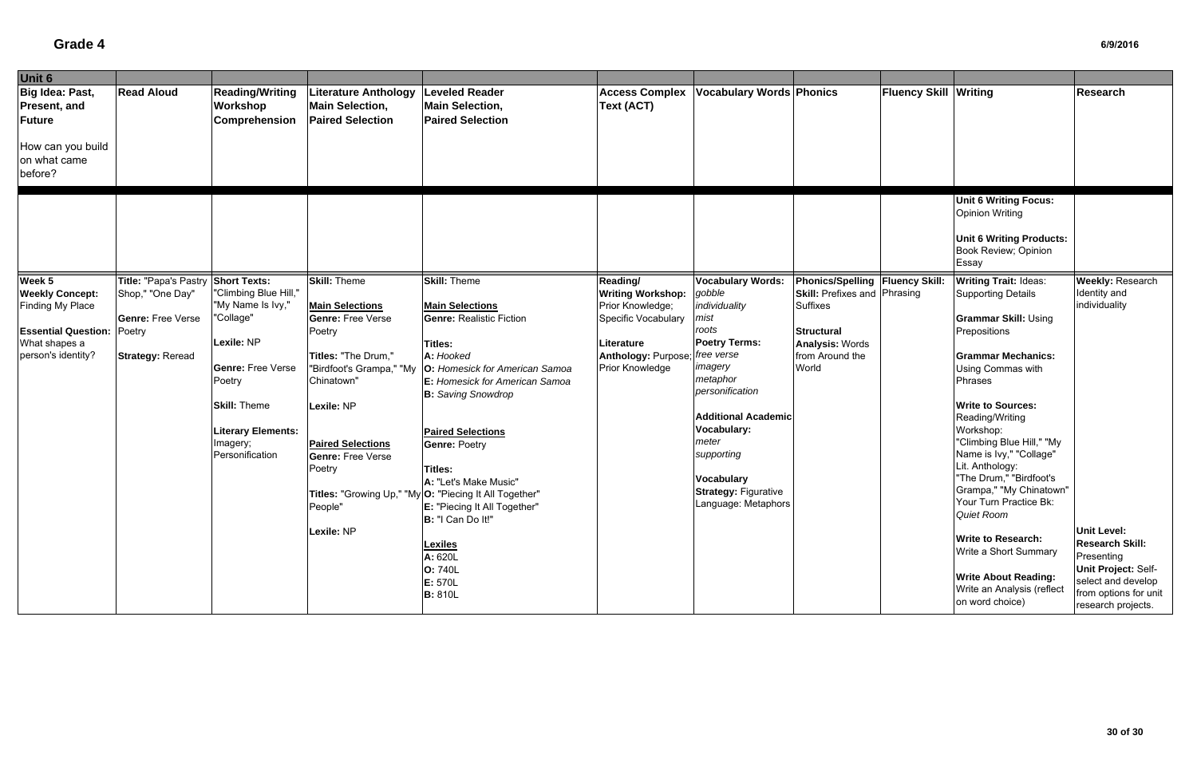# Grade 4

6/9/2016

| Unit 6 | | | | | | | | | | |
|---|---|---|---|---|---|---|---|---|---|---|
| **Big Idea: Past, Present, and Future**<br><br>How can you build on what came before? | **Read Aloud** | **Reading/Writing Workshop Comprehension** | **Literature Anthology Main Selection, Paired Selection** | **Leveled Reader Main Selection, Paired Selection** | **Access Complex Text (ACT)** | **Vocabulary Words** | **Phonics** | **Fluency Skill** | **Writing** | **Research** |
| | | | | | | | | | **Unit 6 Writing Focus:** Opinion Writing<br><br>**Unit 6 Writing Products:** Book Review; Opinion Essay | |
| **Week 5**<br>**Weekly Concept:** Finding My Place<br><br>**Essential Question:** What shapes a person's identity? | **Title:** "Papa's Pastry Shop," "One Day"<br><br>**Genre:** Free Verse Poetry<br><br>**Strategy:** Reread | **Short Texts:** "Climbing Blue Hill," "My Name Is Ivy," "Collage"<br><br>**Lexile:** NP<br><br>**Genre:** Free Verse Poetry<br><br>**Skill:** Theme<br><br>**Literary Elements:** Imagery; Personification | **Skill:** Theme<br><br>**Main Selections**<br>**Genre:** Free Verse Poetry<br><br>**Titles:** "The Drum," "Birdfoot's Grampa," "My Chinatown"<br><br>**Lexile:** NP<br><br>**Paired Selections**<br>**Genre:** Free Verse Poetry<br><br>**Titles:** "Growing Up," "My People"<br><br>**Lexile:** NP | **Skill:** Theme<br><br>**Main Selections**<br>**Genre:** Realistic Fiction<br><br>**Titles:**<br>**A:** *Hooked*<br>**O:** *Homesick for American Samoa*<br>**E:** *Homesick for American Samoa*<br>**B:** *Saving Snowdrop*<br><br>**Paired Selections**<br>**Genre:** Poetry<br><br>**Titles:**<br>**A:** "Let's Make Music"<br>**O:** "Piecing It All Together"<br>**E:** "Piecing It All Together"<br>**B:** "I Can Do It!"<br><br>**Lexiles**<br>**A:** 620L<br>**O:** 740L<br>**E:** 570L<br>**B:** 810L | **Reading/ Writing Workshop:** Prior Knowledge; Specific Vocabulary<br><br>**Literature Anthology:** Purpose; Prior Knowledge | **Vocabulary Words:** *gobble*<br>*individuality*<br>*mist*<br>*roots*<br>**Poetry Terms:** *free verse*<br>*imagery*<br>*metaphor*<br>*personification*<br><br>**Additional Academic Vocabulary:**<br>*meter*<br>*supporting*<br><br>**Vocabulary Strategy:** Figurative Language: Metaphors | **Phonics/Spelling Skill:** Prefixes and Suffixes<br><br>**Structural Analysis:** Words from Around the World | **Fluency Skill:** Phrasing | **Writing Trait:** Ideas: Supporting Details<br><br>**Grammar Skill:** Using Prepositions<br><br>**Grammar Mechanics:** Using Commas with Phrases<br><br>**Write to Sources:**<br>Reading/Writing Workshop: "Climbing Blue Hill," "My Name is Ivy," "Collage"<br>Lit. Anthology: "The Drum," "Birdfoot's Grampa," "My Chinatown"<br>Your Turn Practice Bk: *Quiet Room*<br><br>**Write to Research:** Write a Short Summary<br><br>**Write About Reading:** Write an Analysis (reflect on word choice) | **Weekly:** Research Identity and individuality<br><br>**Unit Level:**<br>**Research Skill:** Presenting<br>**Unit Project:** Self-select and develop from options for unit research projects. |